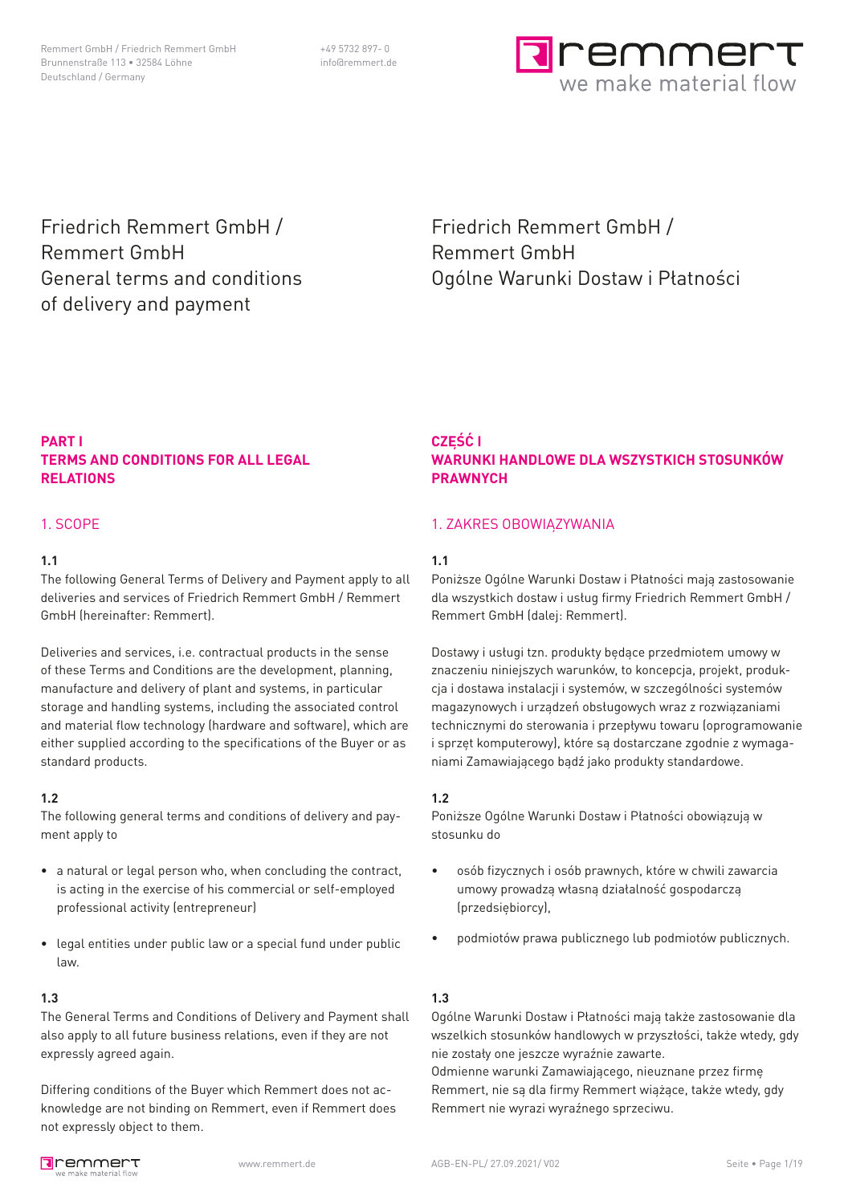Remmert GmbH / Friedrich Remmert GmbH
Brunnenstraße 113 • 32584 Löhne
Deutschland / Germany

+49 5732 897- 0
info@remmert.de

remmert – we make material flow

# Friedrich Remmert GmbH / Remmert GmbH General terms and conditions of delivery and payment

**PART I**
**TERMS AND CONDITIONS FOR ALL LEGAL RELATIONS**

## 1. SCOPE

**1.1**
The following General Terms of Delivery and Payment apply to all deliveries and services of Friedrich Remmert GmbH / Remmert GmbH (hereinafter: Remmert).

Deliveries and services, i.e. contractual products in the sense of these Terms and Conditions are the development, planning, manufacture and delivery of plant and systems, in particular storage and handling systems, including the associated control and material flow technology (hardware and software), which are either supplied according to the specifications of the Buyer or as standard products.

**1.2**
The following general terms and conditions of delivery and payment apply to

- a natural or legal person who, when concluding the contract, is acting in the exercise of his commercial or self-employed professional activity (entrepreneur)
- legal entities under public law or a special fund under public law.

**1.3**
The General Terms and Conditions of Delivery and Payment shall also apply to all future business relations, even if they are not expressly agreed again.

Differing conditions of the Buyer which Remmert does not acknowledge are not binding on Remmert, even if Remmert does not expressly object to them.

# Friedrich Remmert GmbH / Remmert GmbH Ogólne Warunki Dostaw i Płatności

**CZĘŚĆ I**
**WARUNKI HANDLOWE DLA WSZYSTKICH STOSUNKÓW PRAWNYCH**

## 1. ZAKRES OBOWIĄZYWANIA

**1.1**
Poniższe Ogólne Warunki Dostaw i Płatności mają zastosowanie dla wszystkich dostaw i usług firmy Friedrich Remmert GmbH / Remmert GmbH (dalej: Remmert).

Dostawy i usługi tzn. produkty będące przedmiotem umowy w znaczeniu niniejszych warunków, to koncepcja, projekt, produkcja i dostawa instalacji i systemów, w szczególności systemów magazynowych i urządzeń obsługowych wraz z rozwiązaniami technicznymi do sterowania i przepływu towaru (oprogramowanie i sprzęt komputerowy), które są dostarczane zgodnie z wymaganiami Zamawiającego bądź jako produkty standardowe.

**1.2**
Poniższe Ogólne Warunki Dostaw i Płatności obowiązują w stosunku do

- osób fizycznych i osób prawnych, które w chwili zawarcia umowy prowadzą własną działalność gospodarczą (przedsiębiorcy),
- podmiotów prawa publicznego lub podmiotów publicznych.

**1.3**
Ogólne Warunki Dostaw i Płatności mają także zastosowanie dla wszelkich stosunków handlowych w przyszłości, także wtedy, gdy nie zostały one jeszcze wyraźnie zawarte.
Odmienne warunki Zamawiającego, nieuznane przez firmę Remmert, nie są dla firmy Remmert wiążące, także wtedy, gdy Remmert nie wyrazi wyraźnego sprzeciwu.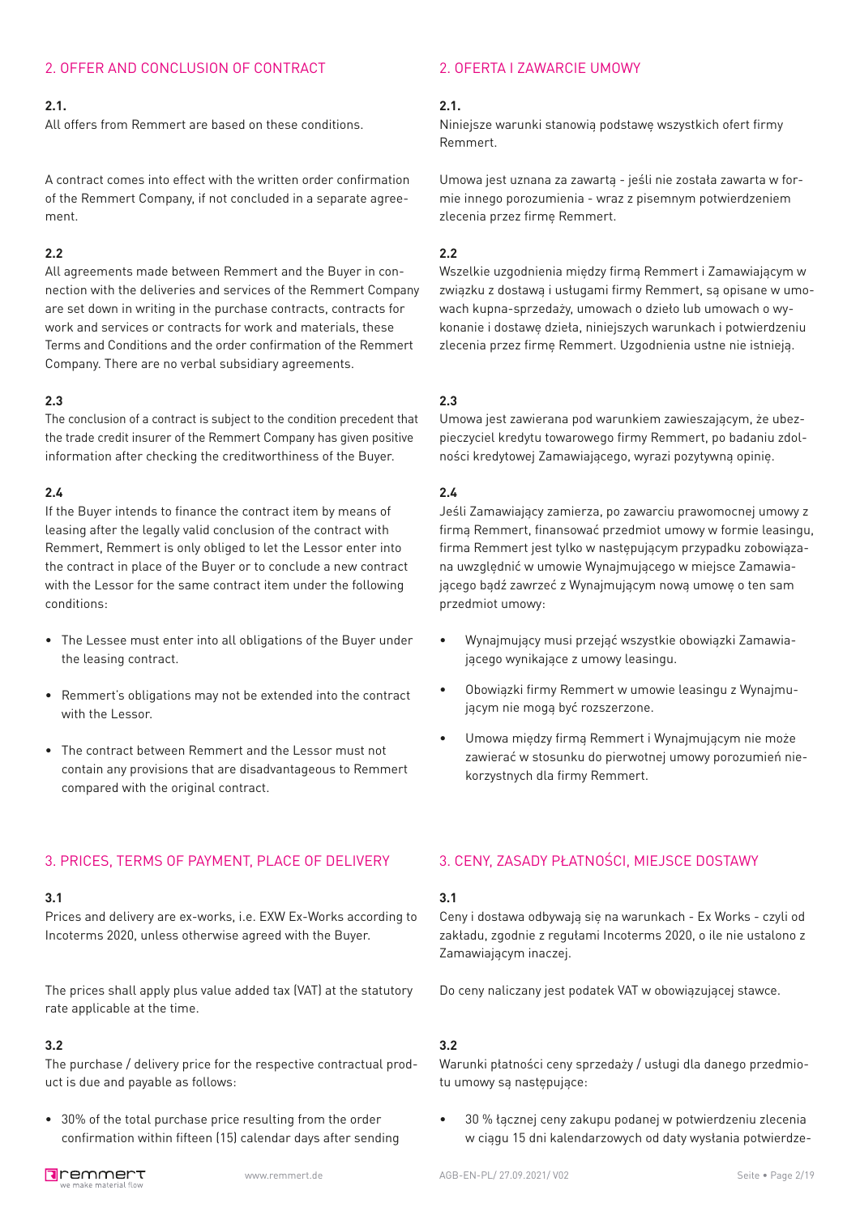## 2. OFFER AND CONCLUSION OF CONTRACT

**2.1.**
All offers from Remmert are based on these conditions.

A contract comes into effect with the written order confirmation of the Remmert Company, if not concluded in a separate agreement.

**2.2**
All agreements made between Remmert and the Buyer in connection with the deliveries and services of the Remmert Company are set down in writing in the purchase contracts, contracts for work and services or contracts for work and materials, these Terms and Conditions and the order confirmation of the Remmert Company. There are no verbal subsidiary agreements.

**2.3**
The conclusion of a contract is subject to the condition precedent that the trade credit insurer of the Remmert Company has given positive information after checking the creditworthiness of the Buyer.

**2.4**
If the Buyer intends to finance the contract item by means of leasing after the legally valid conclusion of the contract with Remmert, Remmert is only obliged to let the Lessor enter into the contract in place of the Buyer or to conclude a new contract with the Lessor for the same contract item under the following conditions:

- The Lessee must enter into all obligations of the Buyer under the leasing contract.
- Remmert's obligations may not be extended into the contract with the Lessor.
- The contract between Remmert and the Lessor must not contain any provisions that are disadvantageous to Remmert compared with the original contract.

## 2. OFERTA I ZAWARCIE UMOWY

**2.1.**
Niniejsze warunki stanowią podstawę wszystkich ofert firmy Remmert.

Umowa jest uznana za zawartą - jeśli nie została zawarta w formie innego porozumienia - wraz z pisemnym potwierdzeniem zlecenia przez firmę Remmert.

**2.2**
Wszelkie uzgodnienia między firmą Remmert i Zamawiającym w związku z dostawą i usługami firmy Remmert, są opisane w umowach kupna-sprzedaży, umowach o dzieło lub umowach o wykonanie i dostawę dzieła, niniejszych warunkach i potwierdzeniu zlecenia przez firmę Remmert. Uzgodnienia ustne nie istnieją.

**2.3**
Umowa jest zawierana pod warunkiem zawieszającym, że ubezpieczyciel kredytu towarowego firmy Remmert, po badaniu zdolności kredytowej Zamawiającego, wyrazi pozytywną opinię.

**2.4**
Jeśli Zamawiający zamierza, po zawarciu prawomocnej umowy z firmą Remmert, finansować przedmiot umowy w formie leasingu, firma Remmert jest tylko w następującym przypadku zobowiązana uwzględnić w umowie Wynajmującego w miejsce Zamawiającego bądź zawrzeć z Wynajmującym nową umowę o ten sam przedmiot umowy:

- Wynajmujący musi przejąć wszystkie obowiązki Zamawiającego wynikające z umowy leasingu.
- Obowiązki firmy Remmert w umowie leasingu z Wynajmującym nie mogą być rozszerzone.
- Umowa między firmą Remmert i Wynajmującym nie może zawierać w stosunku do pierwotnej umowy porozumień niekorzystnych dla firmy Remmert.

## 3. PRICES, TERMS OF PAYMENT, PLACE OF DELIVERY

**3.1**
Prices and delivery are ex-works, i.e. EXW Ex-Works according to Incoterms 2020, unless otherwise agreed with the Buyer.

The prices shall apply plus value added tax (VAT) at the statutory rate applicable at the time.

**3.2**
The purchase / delivery price for the respective contractual product is due and payable as follows:

- 30% of the total purchase price resulting from the order confirmation within fifteen (15) calendar days after sending

## 3. CENY, ZASADY PŁATNOŚCI, MIEJSCE DOSTAWY

**3.1**
Ceny i dostawa odbywają się na warunkach - Ex Works - czyli od zakładu, zgodnie z regułami Incoterms 2020, o ile nie ustalono z Zamawiającym inaczej.

Do ceny naliczany jest podatek VAT w obowiązującej stawce.

**3.2**
Warunki płatności ceny sprzedaży / usługi dla danego przedmiotu umowy są następujące:

- 30 % łącznej ceny zakupu podanej w potwierdzeniu zlecenia w ciągu 15 dni kalendarzowych od daty wysłania potwierdze-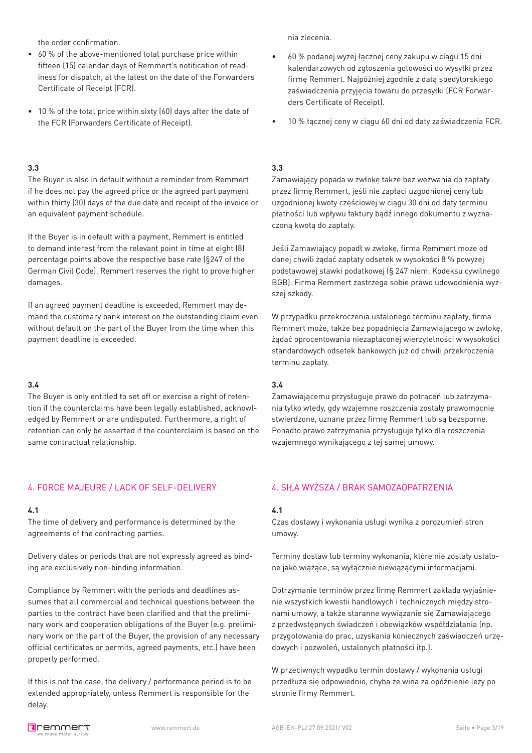the order confirmation.

- 60 % of the above-mentioned total purchase price within fifteen (15) calendar days of Remmert's notification of readiness for dispatch, at the latest on the date of the Forwarders Certificate of Receipt (FCR).
- 10 % of the total price within sixty (60) days after the date of the FCR (Forwarders Certificate of Receipt).

**3.3**

The Buyer is also in default without a reminder from Remmert if he does not pay the agreed price or the agreed part payment within thirty (30) days of the due date and receipt of the invoice or an equivalent payment schedule.

If the Buyer is in default with a payment, Remmert is entitled to demand interest from the relevant point in time at eight (8) percentage points above the respective base rate (§247 of the German Civil Code). Remmert reserves the right to prove higher damages.

If an agreed payment deadline is exceeded, Remmert may demand the customary bank interest on the outstanding claim even without default on the part of the Buyer from the time when this payment deadline is exceeded.

**3.4**

The Buyer is only entitled to set off or exercise a right of retention if the counterclaims have been legally established, acknowledged by Remmert or are undisputed. Furthermore, a right of retention can only be asserted if the counterclaim is based on the same contractual relationship.

## 4. FORCE MAJEURE / LACK OF SELF-DELIVERY

**4.1**

The time of delivery and performance is determined by the agreements of the contracting parties.

Delivery dates or periods that are not expressly agreed as binding are exclusively non-binding information.

Compliance by Remmert with the periods and deadlines assumes that all commercial and technical questions between the parties to the contract have been clarified and that the preliminary work and cooperation obligations of the Buyer (e.g. preliminary work on the part of the Buyer, the provision of any necessary official certificates or permits, agreed payments, etc.) have been properly performed.

If this is not the case, the delivery / performance period is to be extended appropriately, unless Remmert is responsible for the delay.

nia zlecenia.

- 60 % podanej wyżej łącznej ceny zakupu w ciągu 15 dni kalendarzowych od zgłoszenia gotowości do wysyłki przez firmę Remmert. Najpóźniej zgodnie z datą spedytorskiego zaświadczenia przyjęcia towaru do przesyłki (FCR Forwarders Certificate of Receipt).
- 10 % łącznej ceny w ciągu 60 dni od daty zaświadczenia FCR.

**3.3**

Zamawiający popada w zwłokę także bez wezwania do zapłaty przez firmę Remmert, jeśli nie zapłaci uzgodnionej ceny lub uzgodnionej kwoty częściowej w ciągu 30 dni od daty terminu płatności lub wpływu faktury bądź innego dokumentu z wyznaczoną kwotą do zapłaty.

Jeśli Zamawiający popadł w zwłokę, firma Remmert może od danej chwili żądać zapłaty odsetek w wysokości 8 % powyżej podstawowej stawki podatkowej (§ 247 niem. Kodeksu cywilnego BGB). Firma Remmert zastrzega sobie prawo udowodnienia wyższej szkody.

W przypadku przekroczenia ustalonego terminu zapłaty, firma Remmert może, także bez popadnięcia Zamawiającego w zwłokę, żądać oprocentowania niezapłaconej wierzytelności w wysokości standardowych odsetek bankowych już od chwili przekroczenia terminu zapłaty.

**3.4**

Zamawiającemu przysługuje prawo do potrąceń lub zatrzymania tylko wtedy, gdy wzajemne roszczenia zostały prawomocnie stwierdzone, uznane przez firmę Remmert lub są bezsporne. Ponadto prawo zatrzymania przysługuje tylko dla roszczenia wzajemnego wynikającego z tej samej umowy.

## 4. SIŁA WYŻSZA / BRAK SAMOZAOPATRZENIA

**4.1**

Czas dostawy i wykonania usługi wynika z porozumień stron umowy.

Terminy dostaw lub terminy wykonania, które nie zostały ustalone jako wiążące, są wyłącznie niewiążącymi informacjami.

Dotrzymanie terminów przez firmę Remmert zakłada wyjaśnienie wszystkich kwestii handlowych i technicznych między stronami umowy, a także staranne wywiązanie się Zamawiającego z przedwstępnych świadczeń i obowiązków współdziałania (np. przygotowania do prac, uzyskania koniecznych zaświadczeń urzędowych i pozwoleń, ustalonych płatności itp.).

W przeciwnych wypadku termin dostawy / wykonania usługi przedłuża się odpowiednio, chyba że wina za opóźnienie leży po stronie firmy Remmert.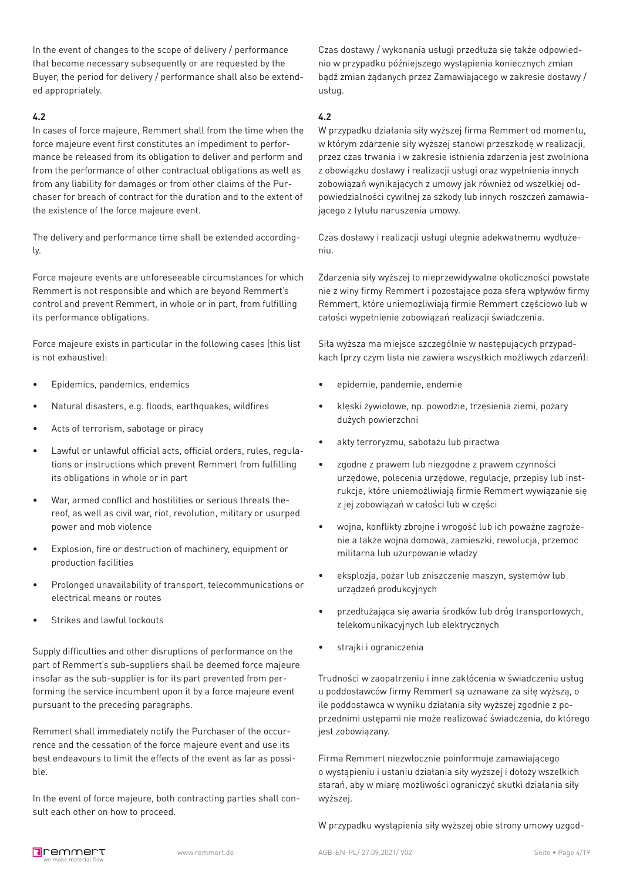In the event of changes to the scope of delivery / performance that become necessary subsequently or are requested by the Buyer, the period for delivery / performance shall also be extended appropriately.

**4.2**

In cases of force majeure, Remmert shall from the time when the force majeure event first constitutes an impediment to performance be released from its obligation to deliver and perform and from the performance of other contractual obligations as well as from any liability for damages or from other claims of the Purchaser for breach of contract for the duration and to the extent of the existence of the force majeure event.

The delivery and performance time shall be extended accordingly.

Force majeure events are unforeseeable circumstances for which Remmert is not responsible and which are beyond Remmert's control and prevent Remmert, in whole or in part, from fulfilling its performance obligations.

Force majeure exists in particular in the following cases (this list is not exhaustive):

- Epidemics, pandemics, endemics
- Natural disasters, e.g. floods, earthquakes, wildfires
- Acts of terrorism, sabotage or piracy
- Lawful or unlawful official acts, official orders, rules, regulations or instructions which prevent Remmert from fulfilling its obligations in whole or in part
- War, armed conflict and hostilities or serious threats thereof, as well as civil war, riot, revolution, military or usurped power and mob violence
- Explosion, fire or destruction of machinery, equipment or production facilities
- Prolonged unavailability of transport, telecommunications or electrical means or routes
- Strikes and lawful lockouts

Supply difficulties and other disruptions of performance on the part of Remmert's sub-suppliers shall be deemed force majeure insofar as the sub-supplier is for its part prevented from performing the service incumbent upon it by a force majeure event pursuant to the preceding paragraphs.

Remmert shall immediately notify the Purchaser of the occurrence and the cessation of the force majeure event and use its best endeavours to limit the effects of the event as far as possible.

In the event of force majeure, both contracting parties shall consult each other on how to proceed.

Czas dostawy / wykonania usługi przedłuża się także odpowiednio w przypadku późniejszego wystąpienia koniecznych zmian bądź zmian żądanych przez Zamawiającego w zakresie dostawy / usług.

**4.2**

W przypadku działania siły wyższej firma Remmert od momentu, w którym zdarzenie siły wyższej stanowi przeszkodę w realizacji, przez czas trwania i w zakresie istnienia zdarzenia jest zwolniona z obowiązku dostawy i realizacji usługi oraz wypełnienia innych zobowiązań wynikających z umowy jak również od wszelkiej odpowiedzialności cywilnej za szkody lub innych roszczeń zamawiającego z tytułu naruszenia umowy.

Czas dostawy i realizacji usługi ulegnie adekwatnemu wydłużeniu.

Zdarzenia siły wyższej to nieprzewidywalne okoliczności powstałe nie z winy firmy Remmert i pozostające poza sferą wpływów firmy Remmert, które uniemożliwiają firmie Remmert częściowo lub w całości wypełnienie zobowiązań realizacji świadczenia.

Siła wyższa ma miejsce szczególnie w następujących przypadkach (przy czym lista nie zawiera wszystkich możliwych zdarzeń):

- epidemie, pandemie, endemie
- klęski żywiołowe, np. powodzie, trzęsienia ziemi, pożary dużych powierzchni
- akty terroryzmu, sabotażu lub piractwa
- zgodne z prawem lub niezgodne z prawem czynności urzędowe, polecenia urzędowe, regulacje, przepisy lub instrukcje, które uniemożliwiają firmie Remmert wywiązanie się z jej zobowiązań w całości lub w części
- wojna, konflikty zbrojne i wrogość lub ich poważne zagrożenie a także wojna domowa, zamieszki, rewolucja, przemoc militarna lub uzurpowanie władzy
- eksplozja, pożar lub zniszczenie maszyn, systemów lub urządzeń produkcyjnych
- przedłużająca się awaria środków lub dróg transportowych, telekomunikacyjnych lub elektrycznych
- strajki i ograniczenia

Trudności w zaopatrzeniu i inne zakłócenia w świadczeniu usług u poddostawców firmy Remmert są uznawane za siłę wyższą, o ile poddostawca w wyniku działania siły wyższej zgodnie z poprzednimi ustępami nie może realizować świadczenia, do którego jest zobowiązany.

Firma Remmert niezwłocznie poinformuje zamawiającego o wystąpieniu i ustaniu działania siły wyższej i dołoży wszelkich starań, aby w miarę możliwości ograniczyć skutki działania siły wyższej.

W przypadku wystąpienia siły wyższej obie strony umowy uzgod-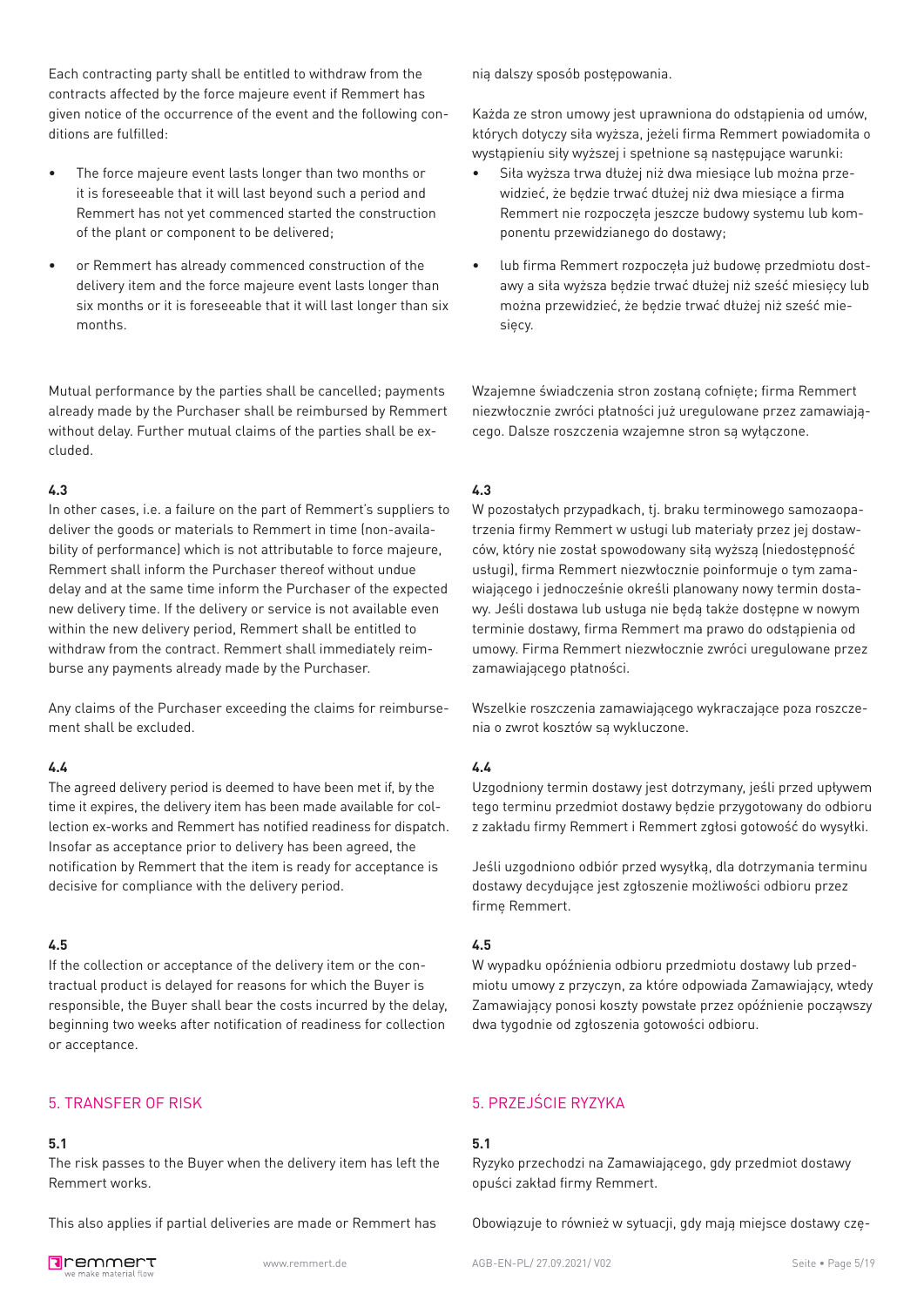Each contracting party shall be entitled to withdraw from the contracts affected by the force majeure event if Remmert has given notice of the occurrence of the event and the following conditions are fulfilled:

- The force majeure event lasts longer than two months or it is foreseeable that it will last beyond such a period and Remmert has not yet commenced started the construction of the plant or component to be delivered;
- or Remmert has already commenced construction of the delivery item and the force majeure event lasts longer than six months or it is foreseeable that it will last longer than six months.

Mutual performance by the parties shall be cancelled; payments already made by the Purchaser shall be reimbursed by Remmert without delay. Further mutual claims of the parties shall be excluded.

**4.3**

In other cases, i.e. a failure on the part of Remmert's suppliers to deliver the goods or materials to Remmert in time (non-availability of performance) which is not attributable to force majeure, Remmert shall inform the Purchaser thereof without undue delay and at the same time inform the Purchaser of the expected new delivery time. If the delivery or service is not available even within the new delivery period, Remmert shall be entitled to withdraw from the contract. Remmert shall immediately reimburse any payments already made by the Purchaser.

Any claims of the Purchaser exceeding the claims for reimbursement shall be excluded.

**4.4**

The agreed delivery period is deemed to have been met if, by the time it expires, the delivery item has been made available for collection ex-works and Remmert has notified readiness for dispatch. Insofar as acceptance prior to delivery has been agreed, the notification by Remmert that the item is ready for acceptance is decisive for compliance with the delivery period.

**4.5**

If the collection or acceptance of the delivery item or the contractual product is delayed for reasons for which the Buyer is responsible, the Buyer shall bear the costs incurred by the delay, beginning two weeks after notification of readiness for collection or acceptance.

## 5. TRANSFER OF RISK

**5.1**

The risk passes to the Buyer when the delivery item has left the Remmert works.

This also applies if partial deliveries are made or Remmert has

nią dalszy sposób postępowania.

Każda ze stron umowy jest uprawniona do odstąpienia od umów, których dotyczy siła wyższa, jeżeli firma Remmert powiadomiła o wystąpieniu siły wyższej i spełnione są następujące warunki:

- Siła wyższa trwa dłużej niż dwa miesiące lub można przewidzieć, że będzie trwać dłużej niż dwa miesiące a firma Remmert nie rozpoczęła jeszcze budowy systemu lub komponentu przewidzianego do dostawy;
- lub firma Remmert rozpoczęła już budowę przedmiotu dostawy a siła wyższa będzie trwać dłużej niż sześć miesięcy lub można przewidzieć, że będzie trwać dłużej niż sześć miesięcy.

Wzajemne świadczenia stron zostaną cofnięte; firma Remmert niezwłocznie zwróci płatności już uregulowane przez zamawiającego. Dalsze roszczenia wzajemne stron są wyłączone.

**4.3**

W pozostałych przypadkach, tj. braku terminowego samozaopatrzenia firmy Remmert w usługi lub materiały przez jej dostawców, który nie został spowodowany siłą wyższą (niedostępność usługi), firma Remmert niezwłocznie poinformuje o tym zamawiającego i jednocześnie określi planowany nowy termin dostawy. Jeśli dostawa lub usługa nie będą także dostępne w nowym terminie dostawy, firma Remmert ma prawo do odstąpienia od umowy. Firma Remmert niezwłocznie zwróci uregulowane przez zamawiającego płatności.

Wszelkie roszczenia zamawiającego wykraczające poza roszczenia o zwrot kosztów są wykluczone.

**4.4**

Uzgodniony termin dostawy jest dotrzymany, jeśli przed upływem tego terminu przedmiot dostawy będzie przygotowany do odbioru z zakładu firmy Remmert i Remmert zgłosi gotowość do wysyłki.

Jeśli uzgodniono odbiór przed wysyłką, dla dotrzymania terminu dostawy decydujące jest zgłoszenie możliwości odbioru przez firmę Remmert.

**4.5**

W wypadku opóźnienia odbioru przedmiotu dostawy lub przedmiotu umowy z przyczyn, za które odpowiada Zamawiający, wtedy Zamawiający ponosi koszty powstałe przez opóźnienie począwszy dwa tygodnie od zgłoszenia gotowości odbioru.

## 5. PRZEJŚCIE RYZYKA

**5.1**

Ryzyko przechodzi na Zamawiającego, gdy przedmiot dostawy opuści zakład firmy Remmert.

Obowiązuje to również w sytuacji, gdy mają miejsce dostawy czę-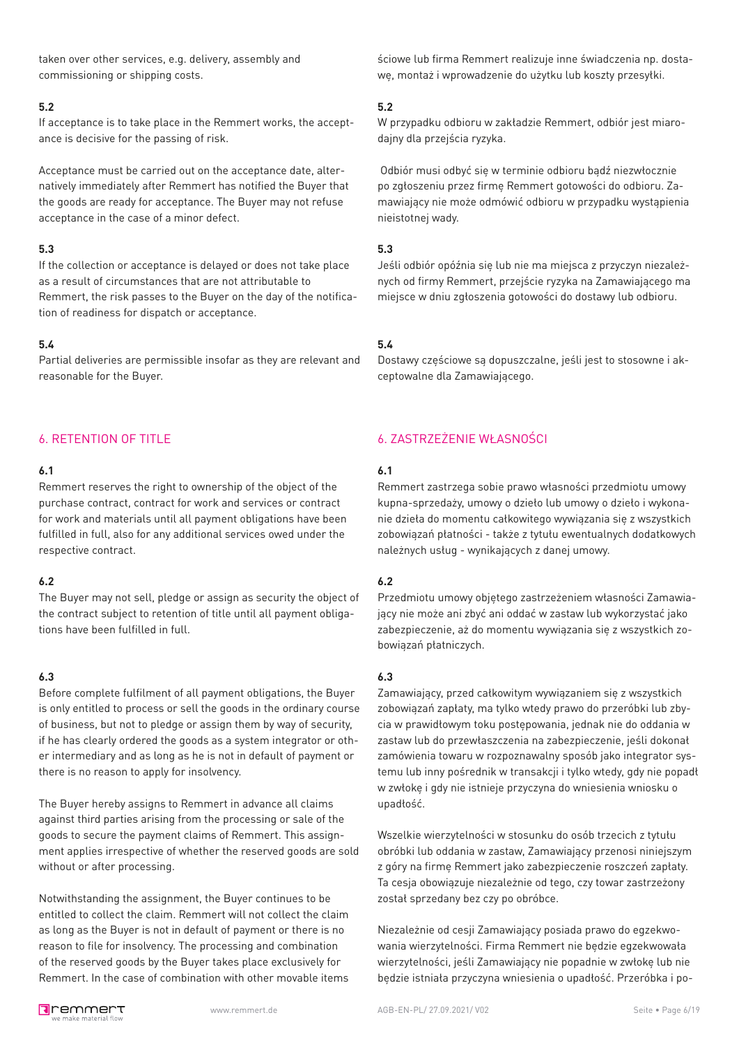taken over other services, e.g. delivery, assembly and commissioning or shipping costs.

### 5.2

If acceptance is to take place in the Remmert works, the acceptance is decisive for the passing of risk.

Acceptance must be carried out on the acceptance date, alternatively immediately after Remmert has notified the Buyer that the goods are ready for acceptance. The Buyer may not refuse acceptance in the case of a minor defect.

### 5.3

If the collection or acceptance is delayed or does not take place as a result of circumstances that are not attributable to Remmert, the risk passes to the Buyer on the day of the notification of readiness for dispatch or acceptance.

### 5.4

Partial deliveries are permissible insofar as they are relevant and reasonable for the Buyer.

## 6. RETENTION OF TITLE

### 6.1

Remmert reserves the right to ownership of the object of the purchase contract, contract for work and services or contract for work and materials until all payment obligations have been fulfilled in full, also for any additional services owed under the respective contract.

### 6.2

The Buyer may not sell, pledge or assign as security the object of the contract subject to retention of title until all payment obligations have been fulfilled in full.

### 6.3

Before complete fulfilment of all payment obligations, the Buyer is only entitled to process or sell the goods in the ordinary course of business, but not to pledge or assign them by way of security, if he has clearly ordered the goods as a system integrator or other intermediary and as long as he is not in default of payment or there is no reason to apply for insolvency.

The Buyer hereby assigns to Remmert in advance all claims against third parties arising from the processing or sale of the goods to secure the payment claims of Remmert. This assignment applies irrespective of whether the reserved goods are sold without or after processing.

Notwithstanding the assignment, the Buyer continues to be entitled to collect the claim. Remmert will not collect the claim as long as the Buyer is not in default of payment or there is no reason to file for insolvency. The processing and combination of the reserved goods by the Buyer takes place exclusively for Remmert. In the case of combination with other movable items

ściowe lub firma Remmert realizuje inne świadczenia np. dostawę, montaż i wprowadzenie do użytku lub koszty przesyłki.

### 5.2

W przypadku odbioru w zakładzie Remmert, odbiór jest miarodajny dla przejścia ryzyka.

Odbiór musi odbyć się w terminie odbioru bądź niezwłocznie po zgłoszeniu przez firmę Remmert gotowości do odbioru. Zamawiający nie może odmówić odbioru w przypadku wystąpienia nieistotnej wady.

### 5.3

Jeśli odbiór opóźnia się lub nie ma miejsca z przyczyn niezależnych od firmy Remmert, przejście ryzyka na Zamawiającego ma miejsce w dniu zgłoszenia gotowości do dostawy lub odbioru.

### 5.4

Dostawy częściowe są dopuszczalne, jeśli jest to stosowne i akceptowalne dla Zamawiającego.

## 6. ZASTRZEŻENIE WŁASNOŚCI

### 6.1

Remmert zastrzega sobie prawo własności przedmiotu umowy kupna-sprzedaży, umowy o dzieło lub umowy o dzieło i wykonanie dzieła do momentu całkowitego wywiązania się z wszystkich zobowiązań płatności - także z tytułu ewentualnych dodatkowych należnych usług - wynikających z danej umowy.

### 6.2

Przedmiotu umowy objętego zastrzeżeniem własności Zamawiający nie może ani zbyć ani oddać w zastaw lub wykorzystać jako zabezpieczenie, aż do momentu wywiązania się z wszystkich zobowiązań płatniczych.

### 6.3

Zamawiający, przed całkowitym wywiązaniem się z wszystkich zobowiązań zapłaty, ma tylko wtedy prawo do przeróbki lub zbycia w prawidłowym toku postępowania, jednak nie do oddania w zastaw lub do przewłaszczenia na zabezpieczenie, jeśli dokonał zamówienia towaru w rozpoznawalny sposób jako integrator systemu lub inny pośrednik w transakcji i tylko wtedy, gdy nie popadł w zwłokę i gdy nie istnieje przyczyna do wniesienia wniosku o upadłość.

Wszelkie wierzytelności w stosunku do osób trzecich z tytułu obróbki lub oddania w zastaw, Zamawiający przenosi niniejszym z góry na firmę Remmert jako zabezpieczenie roszczeń zapłaty. Ta cesja obowiązuje niezależnie od tego, czy towar zastrzeżony został sprzedany bez czy po obróbce.

Niezależnie od cesji Zamawiający posiada prawo do egzekwowania wierzytelności. Firma Remmert nie będzie egzekwowała wierzytelności, jeśli Zamawiający nie popadnie w zwłokę lub nie będzie istniała przyczyna wniesienia o upadłość. Przeróbka i po-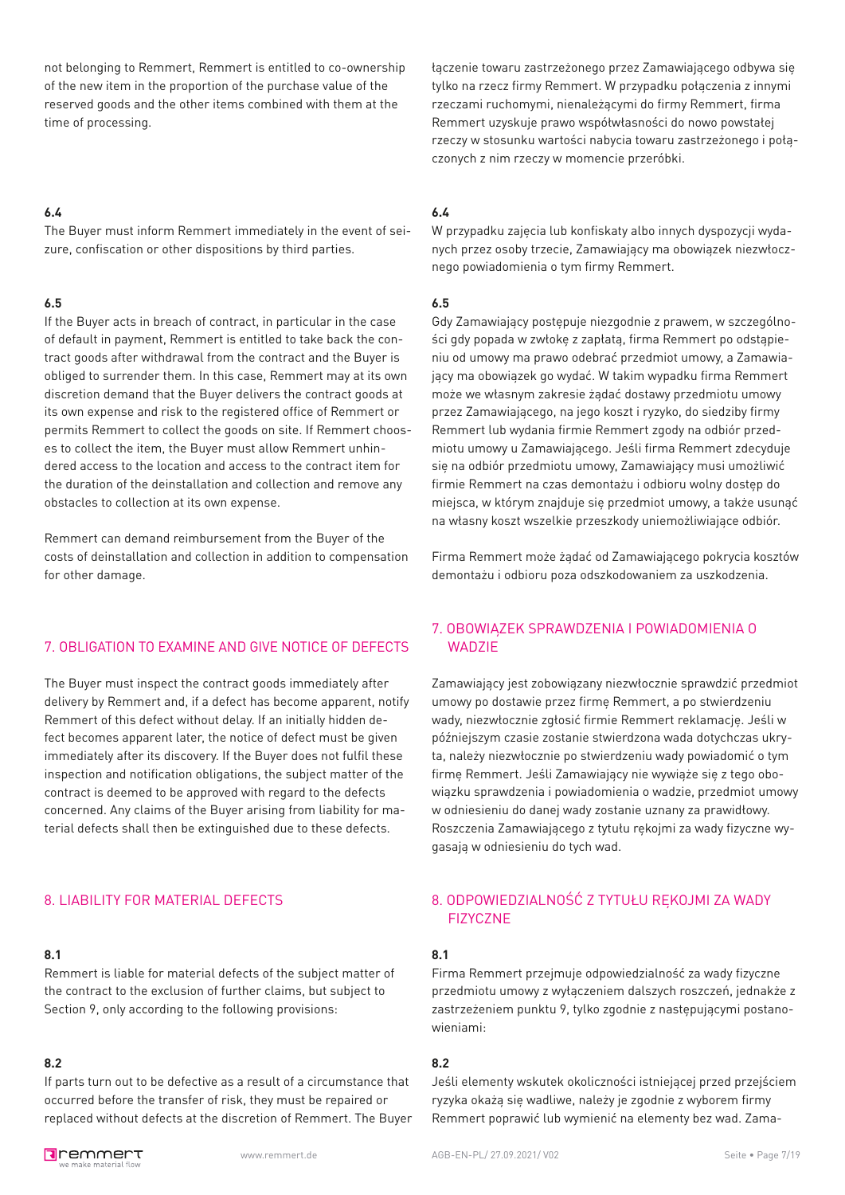not belonging to Remmert, Remmert is entitled to co-ownership of the new item in the proportion of the purchase value of the reserved goods and the other items combined with them at the time of processing.

**6.4**

The Buyer must inform Remmert immediately in the event of seizure, confiscation or other dispositions by third parties.

**6.5**

If the Buyer acts in breach of contract, in particular in the case of default in payment, Remmert is entitled to take back the contract goods after withdrawal from the contract and the Buyer is obliged to surrender them. In this case, Remmert may at its own discretion demand that the Buyer delivers the contract goods at its own expense and risk to the registered office of Remmert or permits Remmert to collect the goods on site. If Remmert chooses to collect the item, the Buyer must allow Remmert unhindered access to the location and access to the contract item for the duration of the deinstallation and collection and remove any obstacles to collection at its own expense.

Remmert can demand reimbursement from the Buyer of the costs of deinstallation and collection in addition to compensation for other damage.

## 7. OBLIGATION TO EXAMINE AND GIVE NOTICE OF DEFECTS

The Buyer must inspect the contract goods immediately after delivery by Remmert and, if a defect has become apparent, notify Remmert of this defect without delay. If an initially hidden defect becomes apparent later, the notice of defect must be given immediately after its discovery. If the Buyer does not fulfil these inspection and notification obligations, the subject matter of the contract is deemed to be approved with regard to the defects concerned. Any claims of the Buyer arising from liability for material defects shall then be extinguished due to these defects.

## 8. LIABILITY FOR MATERIAL DEFECTS

**8.1**

Remmert is liable for material defects of the subject matter of the contract to the exclusion of further claims, but subject to Section 9, only according to the following provisions:

**8.2**

If parts turn out to be defective as a result of a circumstance that occurred before the transfer of risk, they must be repaired or replaced without defects at the discretion of Remmert. The Buyer

łączenie towaru zastrzeżonego przez Zamawiającego odbywa się tylko na rzecz firmy Remmert. W przypadku połączenia z innymi rzeczami ruchomymi, nienależącymi do firmy Remmert, firma Remmert uzyskuje prawo współwłasności do nowo powstałej rzeczy w stosunku wartości nabycia towaru zastrzeżonego i połączonych z nim rzeczy w momencie przeróbki.

**6.4**

W przypadku zajęcia lub konfiskaty albo innych dyspozycji wydanych przez osoby trzecie, Zamawiający ma obowiązek niezwłocznego powiadomienia o tym firmy Remmert.

**6.5**

Gdy Zamawiający postępuje niezgodnie z prawem, w szczególności gdy popada w zwłokę z zapłatą, firma Remmert po odstąpieniu od umowy ma prawo odebrać przedmiot umowy, a Zamawiający ma obowiązek go wydać. W takim wypadku firma Remmert może we własnym zakresie żądać dostawy przedmiotu umowy przez Zamawiającego, na jego koszt i ryzyko, do siedziby firmy Remmert lub wydania firmie Remmert zgody na odbiór przedmiotu umowy u Zamawiającego. Jeśli firma Remmert zdecyduje się na odbiór przedmiotu umowy, Zamawiający musi umożliwić firmie Remmert na czas demontażu i odbioru wolny dostęp do miejsca, w którym znajduje się przedmiot umowy, a także usunąć na własny koszt wszelkie przeszkody uniemożliwiające odbiór.

Firma Remmert może żądać od Zamawiającego pokrycia kosztów demontażu i odbioru poza odszkodowaniem za uszkodzenia.

## 7. OBOWIĄZEK SPRAWDZENIA I POWIADOMIENIA O WADZIE

Zamawiający jest zobowiązany niezwłocznie sprawdzić przedmiot umowy po dostawie przez firmę Remmert, a po stwierdzeniu wady, niezwłocznie zgłosić firmie Remmert reklamację. Jeśli w późniejszym czasie zostanie stwierdzona wada dotychczas ukryta, należy niezwłocznie po stwierdzeniu wady powiadomić o tym firmę Remmert. Jeśli Zamawiający nie wywiąże się z tego obowiązku sprawdzenia i powiadomienia o wadzie, przedmiot umowy w odniesieniu do danej wady zostanie uznany za prawidłowy. Roszczenia Zamawiającego z tytułu rękojmi za wady fizyczne wygasają w odniesieniu do tych wad.

## 8. ODPOWIEDZIALNOŚĆ Z TYTUŁU RĘKOJMI ZA WADY FIZYCZNE

**8.1**

Firma Remmert przejmuje odpowiedzialność za wady fizyczne przedmiotu umowy z wyłączeniem dalszych roszczeń, jednakże z zastrzeżeniem punktu 9, tylko zgodnie z następującymi postanowieniami:

**8.2**

Jeśli elementy wskutek okoliczności istniejącej przed przejściem ryzyka okażą się wadliwe, należy je zgodnie z wyborem firmy Remmert poprawić lub wymienić na elementy bez wad. Zama-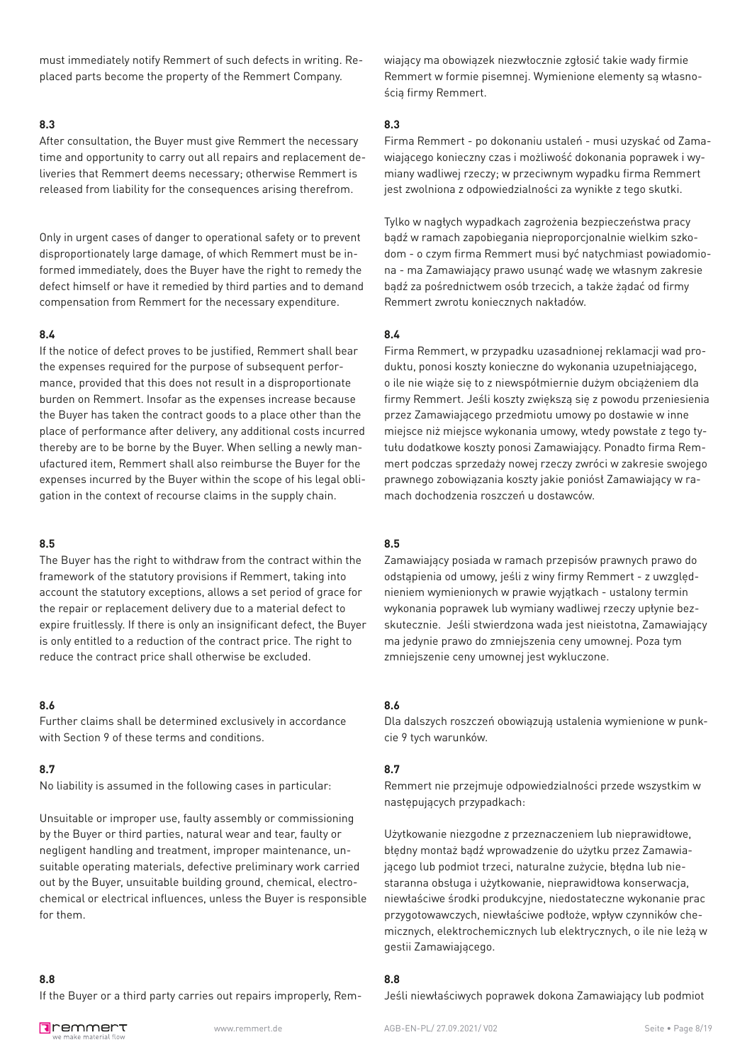must immediately notify Remmert of such defects in writing. Replaced parts become the property of the Remmert Company.

### 8.3

After consultation, the Buyer must give Remmert the necessary time and opportunity to carry out all repairs and replacement deliveries that Remmert deems necessary; otherwise Remmert is released from liability for the consequences arising therefrom.

Only in urgent cases of danger to operational safety or to prevent disproportionately large damage, of which Remmert must be informed immediately, does the Buyer have the right to remedy the defect himself or have it remedied by third parties and to demand compensation from Remmert for the necessary expenditure.

### 8.4

If the notice of defect proves to be justified, Remmert shall bear the expenses required for the purpose of subsequent performance, provided that this does not result in a disproportionate burden on Remmert. Insofar as the expenses increase because the Buyer has taken the contract goods to a place other than the place of performance after delivery, any additional costs incurred thereby are to be borne by the Buyer. When selling a newly manufactured item, Remmert shall also reimburse the Buyer for the expenses incurred by the Buyer within the scope of his legal obligation in the context of recourse claims in the supply chain.

### 8.5

The Buyer has the right to withdraw from the contract within the framework of the statutory provisions if Remmert, taking into account the statutory exceptions, allows a set period of grace for the repair or replacement delivery due to a material defect to expire fruitlessly. If there is only an insignificant defect, the Buyer is only entitled to a reduction of the contract price. The right to reduce the contract price shall otherwise be excluded.

### 8.6

Further claims shall be determined exclusively in accordance with Section 9 of these terms and conditions.

### 8.7

No liability is assumed in the following cases in particular:

Unsuitable or improper use, faulty assembly or commissioning by the Buyer or third parties, natural wear and tear, faulty or negligent handling and treatment, improper maintenance, unsuitable operating materials, defective preliminary work carried out by the Buyer, unsuitable building ground, chemical, electrochemical or electrical influences, unless the Buyer is responsible for them.

### 8.8

If the Buyer or a third party carries out repairs improperly, Rem-

---

wiający ma obowiązek niezwłocznie zgłosić takie wady firmie Remmert w formie pisemnej. Wymienione elementy są własnością firmy Remmert.

### 8.3

Firma Remmert - po dokonaniu ustaleń - musi uzyskać od Zamawiającego konieczny czas i możliwość dokonania poprawek i wymiany wadliwej rzeczy; w przeciwnym wypadku firma Remmert jest zwolniona z odpowiedzialności za wynikłe z tego skutki.

Tylko w nagłych wypadkach zagrożenia bezpieczeństwa pracy bądź w ramach zapobiegania nieproporcjonalnie wielkim szkodom - o czym firma Remmert musi być natychmiast powiadomiona - ma Zamawiający prawo usunąć wadę we własnym zakresie bądź za pośrednictwem osób trzecich, a także żądać od firmy Remmert zwrotu koniecznych nakładów.

### 8.4

Firma Remmert, w przypadku uzasadnionej reklamacji wad produktu, ponosi koszty konieczne do wykonania uzupełniającego, o ile nie wiąże się to z niewspółmiernie dużym obciążeniem dla firmy Remmert. Jeśli koszty zwiększą się z powodu przeniesienia przez Zamawiającego przedmiotu umowy po dostawie w inne miejsce niż miejsce wykonania umowy, wtedy powstałe z tego tytułu dodatkowe koszty ponosi Zamawiający. Ponadto firma Remmert podczas sprzedaży nowej rzeczy zwróci w zakresie swojego prawnego zobowiązania koszty jakie poniósł Zamawiający w ramach dochodzenia roszczeń u dostawców.

### 8.5

Zamawiający posiada w ramach przepisów prawnych prawo do odstąpienia od umowy, jeśli z winy firmy Remmert - z uwzględnieniem wymienionych w prawie wyjątkach - ustalony termin wykonania poprawek lub wymiany wadliwej rzeczy upłynie bezskutecznie. Jeśli stwierdzona wada jest nieistotna, Zamawiający ma jedynie prawo do zmniejszenia ceny umownej. Poza tym zmniejszenie ceny umownej jest wykluczone.

### 8.6

Dla dalszych roszczeń obowiązują ustalenia wymienione w punkcie 9 tych warunków.

### 8.7

Remmert nie przejmuje odpowiedzialności przede wszystkim w następujących przypadkach:

Użytkowanie niezgodne z przeznaczeniem lub nieprawidłowe, błędny montaż bądź wprowadzenie do użytku przez Zamawiającego lub podmiot trzeci, naturalne zużycie, błędna lub niestaranna obsługa i użytkowanie, nieprawidłowa konserwacja, niewłaściwe środki produkcyjne, niedostateczne wykonanie prac przygotowawczych, niewłaściwe podłoże, wpływ czynników chemicznych, elektrochemicznych lub elektrycznych, o ile nie leżą w gestii Zamawiającego.

### 8.8

Jeśli niewłaściwych poprawek dokona Zamawiający lub podmiot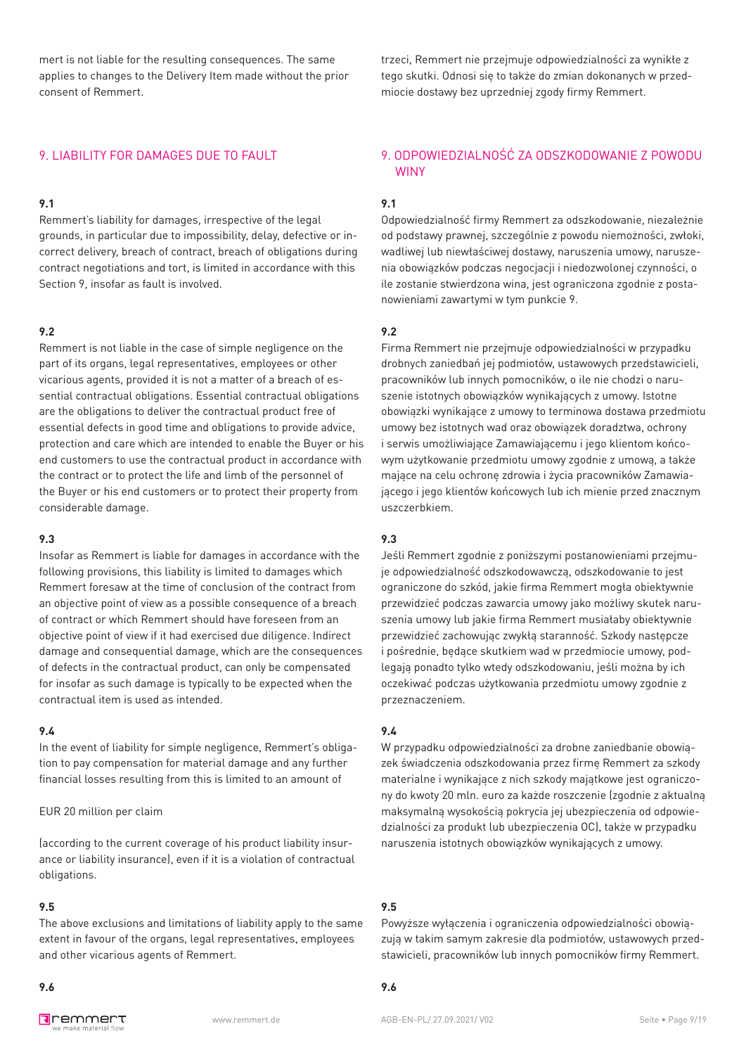mert is not liable for the resulting consequences. The same applies to changes to the Delivery Item made without the prior consent of Remmert.

trzeci, Remmert nie przejmuje odpowiedzialności za wynikłe z tego skutki. Odnosi się to także do zmian dokonanych w przedmiocie dostawy bez uprzedniej zgody firmy Remmert.

## 9. LIABILITY FOR DAMAGES DUE TO FAULT

## 9. ODPOWIEDZIALNOŚĆ ZA ODSZKODOWANIE Z POWODU WINY

**9.1**

Remmert's liability for damages, irrespective of the legal grounds, in particular due to impossibility, delay, defective or incorrect delivery, breach of contract, breach of obligations during contract negotiations and tort, is limited in accordance with this Section 9, insofar as fault is involved.

**9.1**

Odpowiedzialność firmy Remmert za odszkodowanie, niezależnie od podstawy prawnej, szczególnie z powodu niemożności, zwłoki, wadliwej lub niewłaściwej dostawy, naruszenia umowy, naruszenia obowiązków podczas negocjacji i niedozwolonej czynności, o ile zostanie stwierdzona wina, jest ograniczona zgodnie z postanowieniami zawartymi w tym punkcie 9.

**9.2**

Remmert is not liable in the case of simple negligence on the part of its organs, legal representatives, employees or other vicarious agents, provided it is not a matter of a breach of essential contractual obligations. Essential contractual obligations are the obligations to deliver the contractual product free of essential defects in good time and obligations to provide advice, protection and care which are intended to enable the Buyer or his end customers to use the contractual product in accordance with the contract or to protect the life and limb of the personnel of the Buyer or his end customers or to protect their property from considerable damage.

**9.2**

Firma Remmert nie przejmuje odpowiedzialności w przypadku drobnych zaniedbań jej podmiotów, ustawowych przedstawicieli, pracowników lub innych pomocników, o ile nie chodzi o naruszenie istotnych obowiązków wynikających z umowy. Istotne obowiązki wynikające z umowy to terminowa dostawa przedmiotu umowy bez istotnych wad oraz obowiązek doradztwa, ochrony i serwis umożliwiające Zamawiającemu i jego klientom końcowym użytkowanie przedmiotu umowy zgodnie z umową, a także mające na celu ochronę zdrowia i życia pracowników Zamawiającego i jego klientów końcowych lub ich mienie przed znacznym uszczerbkiem.

**9.3**

Insofar as Remmert is liable for damages in accordance with the following provisions, this liability is limited to damages which Remmert foresaw at the time of conclusion of the contract from an objective point of view as a possible consequence of a breach of contract or which Remmert should have foreseen from an objective point of view if it had exercised due diligence. Indirect damage and consequential damage, which are the consequences of defects in the contractual product, can only be compensated for insofar as such damage is typically to be expected when the contractual item is used as intended.

**9.3**

Jeśli Remmert zgodnie z poniższymi postanowieniami przejmuje odpowiedzialność odszkodowawczą, odszkodowanie to jest ograniczone do szkód, jakie firma Remmert mogła obiektywnie przewidzieć podczas zawarcia umowy jako możliwy skutek naruszenia umowy lub jakie firma Remmert musiałaby obiektywnie przewidzieć zachowując zwykłą staranność. Szkody następcze i pośrednie, będące skutkiem wad w przedmiocie umowy, podlegają ponadto tylko wtedy odszkodowaniu, jeśli można by ich oczekiwać podczas użytkowania przedmiotu umowy zgodnie z przeznaczeniem.

**9.4**

In the event of liability for simple negligence, Remmert's obligation to pay compensation for material damage and any further financial losses resulting from this is limited to an amount of

EUR 20 million per claim

(according to the current coverage of his product liability insurance or liability insurance), even if it is a violation of contractual obligations.

**9.4**

W przypadku odpowiedzialności za drobne zaniedbanie obowiązek świadczenia odszkodowania przez firmę Remmert za szkody materialne i wynikające z nich szkody majątkowe jest ograniczony do kwoty 20 mln. euro za każde roszczenie (zgodnie z aktualną maksymalną wysokością pokrycia jej ubezpieczenia od odpowiedzialności za produkt lub ubezpieczenia OC), także w przypadku naruszenia istotnych obowiązków wynikających z umowy.

**9.5**

The above exclusions and limitations of liability apply to the same extent in favour of the organs, legal representatives, employees and other vicarious agents of Remmert.

**9.5**

Powyższe wyłączenia i ograniczenia odpowiedzialności obowiązują w takim samym zakresie dla podmiotów, ustawowych przedstawicieli, pracowników lub innych pomocników firmy Remmert.

**9.6**

**9.6**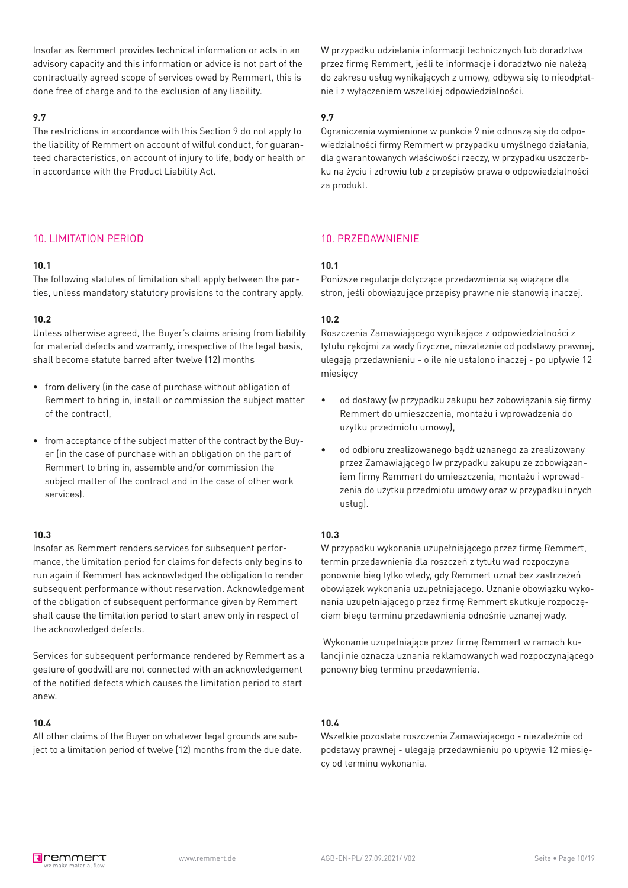Insofar as Remmert provides technical information or acts in an advisory capacity and this information or advice is not part of the contractually agreed scope of services owed by Remmert, this is done free of charge and to the exclusion of any liability.

**9.7**

The restrictions in accordance with this Section 9 do not apply to the liability of Remmert on account of wilful conduct, for guaranteed characteristics, on account of injury to life, body or health or in accordance with the Product Liability Act.

## 10. LIMITATION PERIOD

**10.1**

The following statutes of limitation shall apply between the parties, unless mandatory statutory provisions to the contrary apply.

**10.2**

Unless otherwise agreed, the Buyer's claims arising from liability for material defects and warranty, irrespective of the legal basis, shall become statute barred after twelve (12) months

- from delivery (in the case of purchase without obligation of Remmert to bring in, install or commission the subject matter of the contract),
- from acceptance of the subject matter of the contract by the Buyer (in the case of purchase with an obligation on the part of Remmert to bring in, assemble and/or commission the subject matter of the contract and in the case of other work services).

**10.3**

Insofar as Remmert renders services for subsequent performance, the limitation period for claims for defects only begins to run again if Remmert has acknowledged the obligation to render subsequent performance without reservation. Acknowledgement of the obligation of subsequent performance given by Remmert shall cause the limitation period to start anew only in respect of the acknowledged defects.

Services for subsequent performance rendered by Remmert as a gesture of goodwill are not connected with an acknowledgement of the notified defects which causes the limitation period to start anew.

**10.4**

All other claims of the Buyer on whatever legal grounds are subject to a limitation period of twelve (12) months from the due date.

W przypadku udzielania informacji technicznych lub doradztwa przez firmę Remmert, jeśli te informacje i doradztwo nie należą do zakresu usług wynikających z umowy, odbywa się to nieodpłatnie i z wyłączeniem wszelkiej odpowiedzialności.

**9.7**

Ograniczenia wymienione w punkcie 9 nie odnoszą się do odpowiedzialności firmy Remmert w przypadku umyślnego działania, dla gwarantowanych właściwości rzeczy, w przypadku uszczerbku na życiu i zdrowiu lub z przepisów prawa o odpowiedzialności za produkt.

## 10. PRZEDAWNIENIE

**10.1**

Poniższe regulacje dotyczące przedawnienia są wiążące dla stron, jeśli obowiązujące przepisy prawne nie stanowią inaczej.

**10.2**

Roszczenia Zamawiającego wynikające z odpowiedzialności z tytułu rękojmi za wady fizyczne, niezależnie od podstawy prawnej, ulegają przedawnieniu - o ile nie ustalono inaczej - po upływie 12 miesięcy

- od dostawy (w przypadku zakupu bez zobowiązania się firmy Remmert do umieszczenia, montażu i wprowadzenia do użytku przedmiotu umowy),
- od odbioru zrealizowanego bądź uznanego za zrealizowany przez Zamawiającego (w przypadku zakupu ze zobowiązaniem firmy Remmert do umieszczenia, montażu i wprowadzenia do użytku przedmiotu umowy oraz w przypadku innych usług).

**10.3**

W przypadku wykonania uzupełniającego przez firmę Remmert, termin przedawnienia dla roszczeń z tytułu wad rozpoczyna ponownie bieg tylko wtedy, gdy Remmert uznał bez zastrzeżeń obowiązek wykonania uzupełniającego. Uznanie obowiązku wykonania uzupełniającego przez firmę Remmert skutkuje rozpoczęciem biegu terminu przedawnienia odnośnie uznanej wady.

Wykonanie uzupełniające przez firmę Remmert w ramach kulancji nie oznacza uznania reklamowanych wad rozpoczynającego ponowny bieg terminu przedawnienia.

**10.4**

Wszelkie pozostałe roszczenia Zamawiającego - niezależnie od podstawy prawnej - ulegają przedawnieniu po upływie 12 miesięcy od terminu wykonania.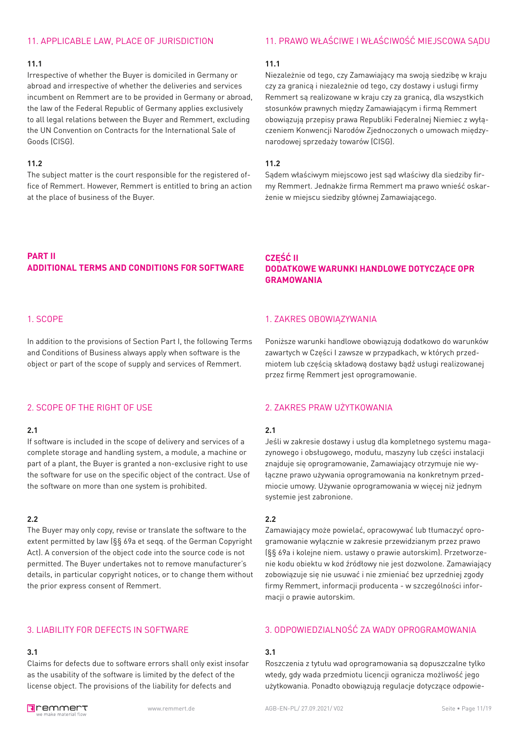## 11. APPLICABLE LAW, PLACE OF JURISDICTION

**11.1**

Irrespective of whether the Buyer is domiciled in Germany or abroad and irrespective of whether the deliveries and services incumbent on Remmert are to be provided in Germany or abroad, the law of the Federal Republic of Germany applies exclusively to all legal relations between the Buyer and Remmert, excluding the UN Convention on Contracts for the International Sale of Goods (CISG).

**11.2**

The subject matter is the court responsible for the registered office of Remmert. However, Remmert is entitled to bring an action at the place of business of the Buyer.

# PART II ADDITIONAL TERMS AND CONDITIONS FOR SOFTWARE

## 1. SCOPE

In addition to the provisions of Section Part I, the following Terms and Conditions of Business always apply when software is the object or part of the scope of supply and services of Remmert.

## 2. SCOPE OF THE RIGHT OF USE

**2.1**

If software is included in the scope of delivery and services of a complete storage and handling system, a module, a machine or part of a plant, the Buyer is granted a non-exclusive right to use the software for use on the specific object of the contract. Use of the software on more than one system is prohibited.

**2.2**

The Buyer may only copy, revise or translate the software to the extent permitted by law (§§ 69a et seqq. of the German Copyright Act). A conversion of the object code into the source code is not permitted. The Buyer undertakes not to remove manufacturer's details, in particular copyright notices, or to change them without the prior express consent of Remmert.

## 3. LIABILITY FOR DEFECTS IN SOFTWARE

**3.1**

Claims for defects due to software errors shall only exist insofar as the usability of the software is limited by the defect of the license object. The provisions of the liability for defects and

## 11. PRAWO WŁAŚCIWE I WŁAŚCIWOŚĆ MIEJSCOWA SĄDU

**11.1**

Niezależnie od tego, czy Zamawiający ma swoją siedzibę w kraju czy za granicą i niezależnie od tego, czy dostawy i usługi firmy Remmert są realizowane w kraju czy za granicą, dla wszystkich stosunków prawnych między Zamawiającym i firmą Remmert obowiązują przepisy prawa Republiki Federalnej Niemiec z wyłączeniem Konwencji Narodów Zjednoczonych o umowach międzynarodowej sprzedaży towarów (CISG).

**11.2**

Sądem właściwym miejscowo jest sąd właściwy dla siedziby firmy Remmert. Jednakże firma Remmert ma prawo wnieść oskarżenie w miejscu siedziby głównej Zamawiającego.

# CZĘŚĆ II DODATKOWE WARUNKI HANDLOWE DOTYCZĄCE OPROGRAMOWANIA

## 1. ZAKRES OBOWIĄZYWANIA

Poniższe warunki handlowe obowiązują dodatkowo do warunków zawartych w Części I zawsze w przypadkach, w których przedmiotem lub częścią składową dostawy bądź usługi realizowanej przez firmę Remmert jest oprogramowanie.

## 2. ZAKRES PRAW UŻYTKOWANIA

**2.1**

Jeśli w zakresie dostawy i usług dla kompletnego systemu magazynowego i obsługowego, modułu, maszyny lub części instalacji znajduje się oprogramowanie, Zamawiający otrzymuje nie wyłączne prawo używania oprogramowania na konkretnym przedmiocie umowy. Używanie oprogramowania w więcej niż jednym systemie jest zabronione.

**2.2**

Zamawiający może powielać, opracowywać lub tłumaczyć oprogramowanie wyłącznie w zakresie przewidzianym przez prawo (§§ 69a i kolejne niem. ustawy o prawie autorskim). Przetworzenie kodu obiektu w kod źródłowy nie jest dozwolone. Zamawiający zobowiązuje się nie usuwać i nie zmieniać bez uprzedniej zgody firmy Remmert, informacji producenta - w szczególności informacji o prawie autorskim.

## 3. ODPOWIEDZIALNOŚĆ ZA WADY OPROGRAMOWANIA

**3.1**

Roszczenia z tytułu wad oprogramowania są dopuszczalne tylko wtedy, gdy wada przedmiotu licencji ogranicza możliwość jego użytkowania. Ponadto obowiązują regulacje dotyczące odpowie-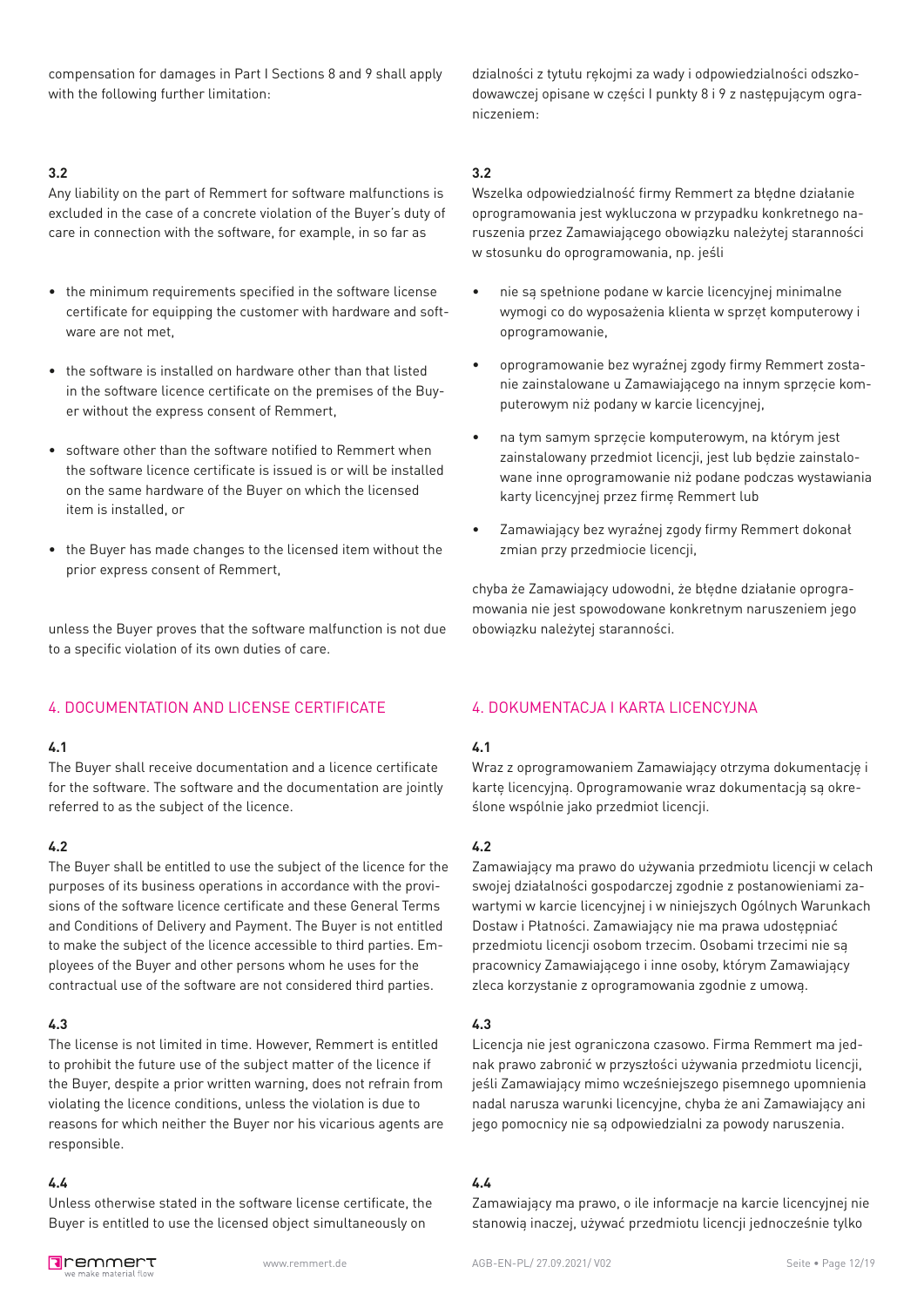compensation for damages in Part I Sections 8 and 9 shall apply with the following further limitation:

**3.2**
Any liability on the part of Remmert for software malfunctions is excluded in the case of a concrete violation of the Buyer's duty of care in connection with the software, for example, in so far as

- the minimum requirements specified in the software license certificate for equipping the customer with hardware and software are not met,
- the software is installed on hardware other than that listed in the software licence certificate on the premises of the Buyer without the express consent of Remmert,
- software other than the software notified to Remmert when the software licence certificate is issued is or will be installed on the same hardware of the Buyer on which the licensed item is installed, or
- the Buyer has made changes to the licensed item without the prior express consent of Remmert,

unless the Buyer proves that the software malfunction is not due to a specific violation of its own duties of care.

## 4. DOCUMENTATION AND LICENSE CERTIFICATE

**4.1**
The Buyer shall receive documentation and a licence certificate for the software. The software and the documentation are jointly referred to as the subject of the licence.

**4.2**
The Buyer shall be entitled to use the subject of the licence for the purposes of its business operations in accordance with the provisions of the software licence certificate and these General Terms and Conditions of Delivery and Payment. The Buyer is not entitled to make the subject of the licence accessible to third parties. Employees of the Buyer and other persons whom he uses for the contractual use of the software are not considered third parties.

**4.3**
The license is not limited in time. However, Remmert is entitled to prohibit the future use of the subject matter of the licence if the Buyer, despite a prior written warning, does not refrain from violating the licence conditions, unless the violation is due to reasons for which neither the Buyer nor his vicarious agents are responsible.

**4.4**
Unless otherwise stated in the software license certificate, the Buyer is entitled to use the licensed object simultaneously on

działalności z tytułu rękojmi za wady i odpowiedzialności odszkodowawczej opisane w części I punkty 8 i 9 z następującym ograniczeniem:

**3.2**
Wszelka odpowiedzialność firmy Remmert za błędne działanie oprogramowania jest wykluczona w przypadku konkretnego naruszenia przez Zamawiającego obowiązku należytej staranności w stosunku do oprogramowania, np. jeśli

- nie są spełnione podane w karcie licencyjnej minimalne wymogi co do wyposażenia klienta w sprzęt komputerowy i oprogramowanie,
- oprogramowanie bez wyraźnej zgody firmy Remmert zostanie zainstalowane u Zamawiającego na innym sprzęcie komputerowym niż podany w karcie licencyjnej,
- na tym samym sprzęcie komputerowym, na którym jest zainstalowany przedmiot licencji, jest lub będzie zainstalowane inne oprogramowanie niż podane podczas wystawiania karty licencyjnej przez firmę Remmert lub
- Zamawiający bez wyraźnej zgody firmy Remmert dokonał zmian przy przedmiocie licencji,

chyba że Zamawiający udowodni, że błędne działanie oprogramowania nie jest spowodowane konkretnym naruszeniem jego obowiązku należytej staranności.

## 4. DOKUMENTACJA I KARTA LICENCYJNA

**4.1**
Wraz z oprogramowaniem Zamawiający otrzyma dokumentację i kartę licencyjną. Oprogramowanie wraz dokumentacją są określone wspólnie jako przedmiot licencji.

**4.2**
Zamawiający ma prawo do używania przedmiotu licencji w celach swojej działalności gospodarczej zgodnie z postanowieniami zawartymi w karcie licencyjnej i w niniejszych Ogólnych Warunkach Dostaw i Płatności. Zamawiający nie ma prawa udostępniać przedmiotu licencji osobom trzecim. Osobami trzecimi nie są pracownicy Zamawiającego i inne osoby, którym Zamawiający zleca korzystanie z oprogramowania zgodnie z umową.

**4.3**
Licencja nie jest ograniczona czasowo. Firma Remmert ma jednak prawo zabronić w przyszłości używania przedmiotu licencji, jeśli Zamawiający mimo wcześniejszego pisemnego upomnienia nadal narusza warunki licencyjne, chyba że ani Zamawiający ani jego pomocnicy nie są odpowiedzialni za powody naruszenia.

**4.4**
Zamawiający ma prawo, o ile informacje na karcie licencyjnej nie stanowią inaczej, używać przedmiotu licencji jednocześnie tylko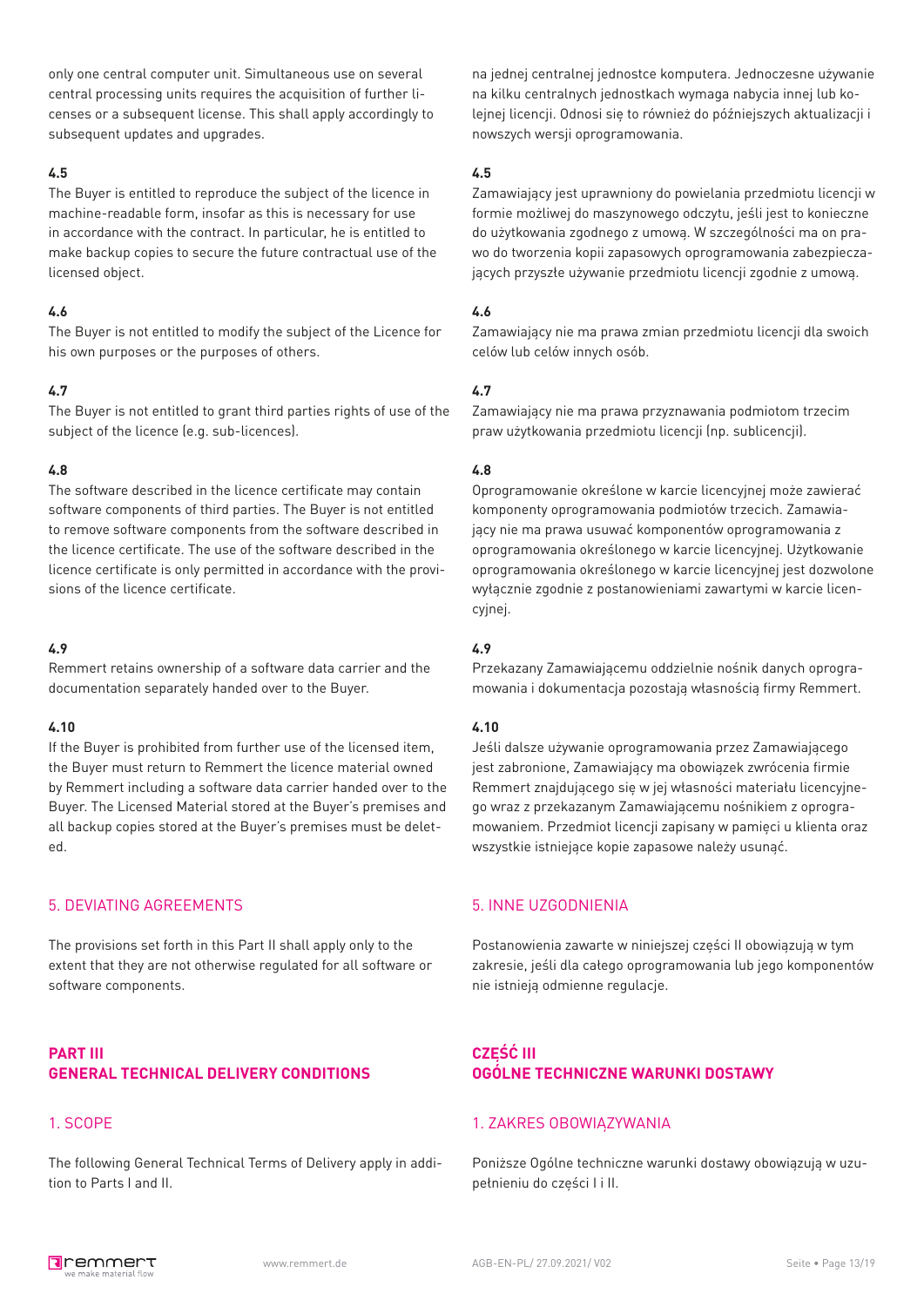only one central computer unit. Simultaneous use on several central processing units requires the acquisition of further licenses or a subsequent license. This shall apply accordingly to subsequent updates and upgrades.

**4.5**

The Buyer is entitled to reproduce the subject of the licence in machine-readable form, insofar as this is necessary for use in accordance with the contract. In particular, he is entitled to make backup copies to secure the future contractual use of the licensed object.

**4.6**

The Buyer is not entitled to modify the subject of the Licence for his own purposes or the purposes of others.

**4.7**

The Buyer is not entitled to grant third parties rights of use of the subject of the licence (e.g. sub-licences).

**4.8**

The software described in the licence certificate may contain software components of third parties. The Buyer is not entitled to remove software components from the software described in the licence certificate. The use of the software described in the licence certificate is only permitted in accordance with the provisions of the licence certificate.

**4.9**

Remmert retains ownership of a software data carrier and the documentation separately handed over to the Buyer.

**4.10**

If the Buyer is prohibited from further use of the licensed item, the Buyer must return to Remmert the licence material owned by Remmert including a software data carrier handed over to the Buyer. The Licensed Material stored at the Buyer's premises and all backup copies stored at the Buyer's premises must be deleted.

## 5. DEVIATING AGREEMENTS

The provisions set forth in this Part II shall apply only to the extent that they are not otherwise regulated for all software or software components.

# PART III GENERAL TECHNICAL DELIVERY CONDITIONS

## 1. SCOPE

The following General Technical Terms of Delivery apply in addition to Parts I and II.

na jednej centralnej jednostce komputera. Jednoczesne używanie na kilku centralnych jednostkach wymaga nabycia innej lub kolejnej licencji. Odnosi się to również do późniejszych aktualizacji i nowszych wersji oprogramowania.

**4.5**

Zamawiający jest uprawniony do powielania przedmiotu licencji w formie możliwej do maszynowego odczytu, jeśli jest to konieczne do użytkowania zgodnego z umową. W szczególności ma on prawo do tworzenia kopii zapasowych oprogramowania zabezpieczających przyszłe używanie przedmiotu licencji zgodnie z umową.

**4.6**

Zamawiający nie ma prawa zmian przedmiotu licencji dla swoich celów lub celów innych osób.

**4.7**

Zamawiający nie ma prawa przyznawania podmiotom trzecim praw użytkowania przedmiotu licencji (np. sublicencji).

**4.8**

Oprogramowanie określone w karcie licencyjnej może zawierać komponenty oprogramowania podmiotów trzecich. Zamawiający nie ma prawa usuwać komponentów oprogramowania z oprogramowania określonego w karcie licencyjnej. Użytkowanie oprogramowania określonego w karcie licencyjnej jest dozwolone wyłącznie zgodnie z postanowieniami zawartymi w karcie licencyjnej.

**4.9**

Przekazany Zamawiającemu oddzielnie nośnik danych oprogramowania i dokumentacja pozostają własnością firmy Remmert.

**4.10**

Jeśli dalsze używanie oprogramowania przez Zamawiającego jest zabronione, Zamawiający ma obowiązek zwrócenia firmie Remmert znajdującego się w jej własności materiału licencyjnego wraz z przekazanym Zamawiającemu nośnikiem z oprogramowaniem. Przedmiot licencji zapisany w pamięci u klienta oraz wszystkie istniejące kopie zapasowe należy usunąć.

## 5. INNE UZGODNIENIA

Postanowienia zawarte w niniejszej części II obowiązują w tym zakresie, jeśli dla całego oprogramowania lub jego komponentów nie istnieją odmienne regulacje.

# CZĘŚĆ III OGÓLNE TECHNICZNE WARUNKI DOSTAWY

## 1. ZAKRES OBOWIĄZYWANIA

Poniższe Ogólne techniczne warunki dostawy obowiązują w uzupełnieniu do części I i II.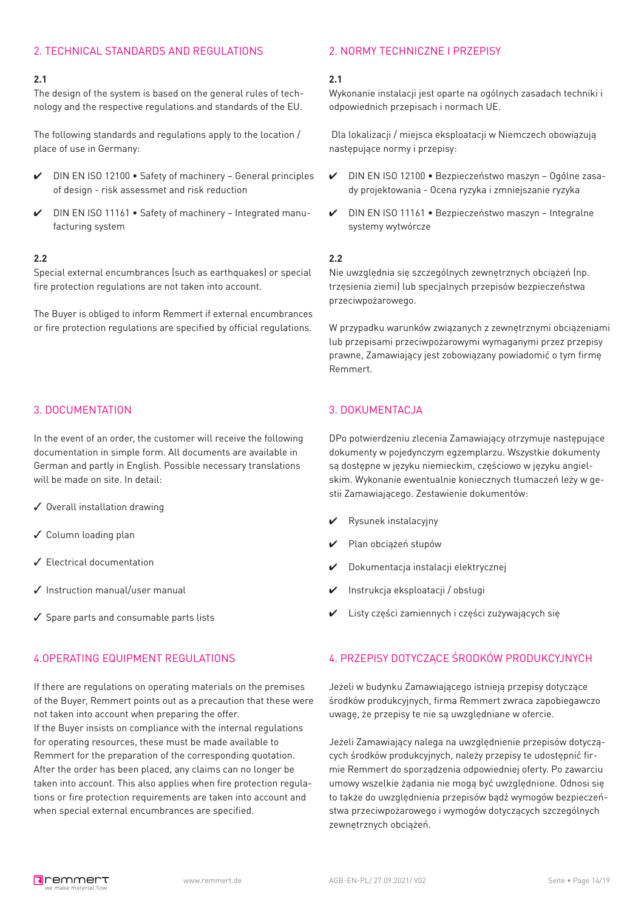## 2. TECHNICAL STANDARDS AND REGULATIONS

**2.1**

The design of the system is based on the general rules of technology and the respective regulations and standards of the EU.

The following standards and regulations apply to the location / place of use in Germany:

- ✔ DIN EN ISO 12100 • Safety of machinery – General principles of design - risk assessmet and risk reduction
- ✔ DIN EN ISO 11161 • Safety of machinery – Integrated manufacturing system

**2.2**

Special external encumbrances (such as earthquakes) or special fire protection regulations are not taken into account.

The Buyer is obliged to inform Remmert if external encumbrances or fire protection regulations are specified by official regulations.

## 3. DOCUMENTATION

In the event of an order, the customer will receive the following documentation in simple form. All documents are available in German and partly in English. Possible necessary translations will be made on site. In detail:

- ✓ Overall installation drawing
- ✓ Column loading plan
- ✓ Electrical documentation
- ✓ Instruction manual/user manual
- ✓ Spare parts and consumable parts lists

## 4.OPERATING EQUIPMENT REGULATIONS

If there are regulations on operating materials on the premises of the Buyer, Remmert points out as a precaution that these were not taken into account when preparing the offer.
If the Buyer insists on compliance with the internal regulations for operating resources, these must be made available to Remmert for the preparation of the corresponding quotation. After the order has been placed, any claims can no longer be taken into account. This also applies when fire protection regulations or fire protection requirements are taken into account and when special external encumbrances are specified.

## 2. NORMY TECHNICZNE I PRZEPISY

**2.1**

Wykonanie instalacji jest oparte na ogólnych zasadach techniki i odpowiednich przepisach i normach UE.

Dla lokalizacji / miejsca eksploatacji w Niemczech obowiązują następujące normy i przepisy:

- ✔ DIN EN ISO 12100 • Bezpieczeństwo maszyn – Ogólne zasady projektowania - Ocena ryzyka i zmniejszanie ryzyka
- ✔ DIN EN ISO 11161 • Bezpieczeństwo maszyn – Integralne systemy wytwórcze

**2.2**

Nie uwzględnia się szczególnych zewnętrznych obciążeń (np. trzęsienia ziemi) lub specjalnych przepisów bezpieczeństwa przeciwpożarowego.

W przypadku warunków związanych z zewnętrznymi obciążeniami lub przepisami przeciwpożarowymi wymaganymi przez przepisy prawne, Zamawiający jest zobowiązany powiadomić o tym firmę Remmert.

## 3. DOKUMENTACJA

DPo potwierdzeniu zlecenia Zamawiający otrzymuje następujące dokumenty w pojedynczym egzemplarzu. Wszystkie dokumenty są dostępne w języku niemieckim, częściowo w języku angielskim. Wykonanie ewentualnie koniecznych tłumaczeń leży w gestii Zamawiającego. Zestawienie dokumentów:

- ✔ Rysunek instalacyjny
- ✔ Plan obciążeń słupów
- ✔ Dokumentacja instalacji elektrycznej
- ✔ Instrukcja eksploatacji / obsługi
- ✔ Listy części zamiennych i części zużywających się

## 4. PRZEPISY DOTYCZĄCE ŚRODKÓW PRODUKCYJNYCH

Jeżeli w budynku Zamawiającego istnieją przepisy dotyczące środków produkcyjnych, firma Remmert zwraca zapobiegawczo uwagę, że przepisy te nie są uwzględniane w ofercie.

Jeżeli Zamawiający nalega na uwzględnienie przepisów dotyczących środków produkcyjnych, należy przepisy te udostępnić firmie Remmert do sporządzenia odpowiedniej oferty. Po zawarciu umowy wszelkie żądania nie mogą być uwzględnione. Odnosi się to także do uwzględnienia przepisów bądź wymogów bezpieczeństwa przeciwpożarowego i wymogów dotyczących szczególnych zewnętrznych obciążeń.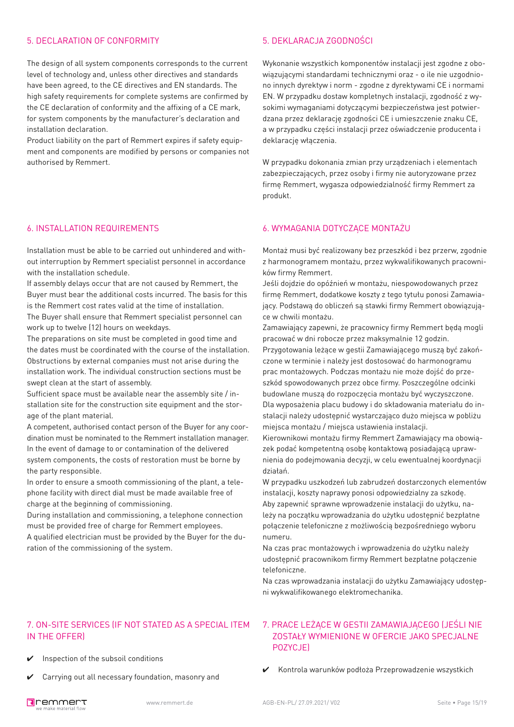## 5. DECLARATION OF CONFORMITY

The design of all system components corresponds to the current level of technology and, unless other directives and standards have been agreed, to the CE directives and EN standards. The high safety requirements for complete systems are confirmed by the CE declaration of conformity and the affixing of a CE mark, for system components by the manufacturer's declaration and installation declaration.

Product liability on the part of Remmert expires if safety equipment and components are modified by persons or companies not authorised by Remmert.

## 6. INSTALLATION REQUIREMENTS

Installation must be able to be carried out unhindered and without interruption by Remmert specialist personnel in accordance with the installation schedule.

If assembly delays occur that are not caused by Remmert, the Buyer must bear the additional costs incurred. The basis for this is the Remmert cost rates valid at the time of installation.

The Buyer shall ensure that Remmert specialist personnel can work up to twelve (12) hours on weekdays.

The preparations on site must be completed in good time and the dates must be coordinated with the course of the installation. Obstructions by external companies must not arise during the installation work. The individual construction sections must be swept clean at the start of assembly.

Sufficient space must be available near the assembly site / installation site for the construction site equipment and the storage of the plant material.

A competent, authorised contact person of the Buyer for any coordination must be nominated to the Remmert installation manager. In the event of damage to or contamination of the delivered system components, the costs of restoration must be borne by the party responsible.

In order to ensure a smooth commissioning of the plant, a telephone facility with direct dial must be made available free of charge at the beginning of commissioning.

During installation and commissioning, a telephone connection must be provided free of charge for Remmert employees.

A qualified electrician must be provided by the Buyer for the duration of the commissioning of the system.

## 7. ON-SITE SERVICES (IF NOT STATED AS A SPECIAL ITEM IN THE OFFER)

- ✔ Inspection of the subsoil conditions
- ✔ Carrying out all necessary foundation, masonry and

## 5. DEKLARACJA ZGODNOŚCI

Wykonanie wszystkich komponentów instalacji jest zgodne z obowiązującymi standardami technicznymi oraz - o ile nie uzgodniono innych dyrektyw i norm - zgodne z dyrektywami CE i normami EN. W przypadku dostaw kompletnych instalacji, zgodność z wysokimi wymaganiami dotyczącymi bezpieczeństwa jest potwierdzana przez deklarację zgodności CE i umieszczenie znaku CE, a w przypadku części instalacji przez oświadczenie producenta i deklarację włączenia.

W przypadku dokonania zmian przy urządzeniach i elementach zabezpieczających, przez osoby i firmy nie autoryzowane przez firmę Remmert, wygasza odpowiedzialność firmy Remmert za produkt.

## 6. WYMAGANIA DOTYCZĄCE MONTAŻU

Montaż musi być realizowany bez przeszkód i bez przerw, zgodnie z harmonogramem montażu, przez wykwalifikowanych pracowników firmy Remmert.

Jeśli dojdzie do opóźnień w montażu, niespowodowanych przez firmę Remmert, dodatkowe koszty z tego tytułu ponosi Zamawiający. Podstawą do obliczeń są stawki firmy Remmert obowiązujące w chwili montażu.

Zamawiający zapewni, że pracownicy firmy Remmert będą mogli pracować w dni robocze przez maksymalnie 12 godzin.

Przygotowania leżące w gestii Zamawiającego muszą być zakończone w terminie i należy jest dostosować do harmonogramu prac montażowych. Podczas montażu nie może dojść do przeszkód spowodowanych przez obce firmy. Poszczególne odcinki budowlane muszą do rozpoczęcia montażu być wyczyszczone.

Dla wyposażenia placu budowy i do składowania materiału do instalacji należy udostępnić wystarczająco dużo miejsca w pobliżu miejsca montażu / miejsca ustawienia instalacji.

Kierownikowi montażu firmy Remmert Zamawiający ma obowiązek podać kompetentną osobę kontaktową posiadającą uprawnienia do podejmowania decyzji, w celu ewentualnej koordynacji działań.

W przypadku uszkodzeń lub zabrudzeń dostarczonych elementów instalacji, koszty naprawy ponosi odpowiedzialny za szkodę.

Aby zapewnić sprawne wprowadzenie instalacji do użytku, należy na początku wprowadzania do użytku udostępnić bezpłatne połączenie telefoniczne z możliwością bezpośredniego wyboru numeru.

Na czas prac montażowych i wprowadzenia do użytku należy udostępnić pracownikom firmy Remmert bezpłatne połączenie telefoniczne.

Na czas wprowadzania instalacji do użytku Zamawiający udostępni wykwalifikowanego elektromechanika.

## 7. PRACE LEŻĄCE W GESTII ZAMAWIAJĄCEGO (JEŚLI NIE ZOSTAŁY WYMIENIONE W OFERCIE JAKO SPECJALNE POZYCJE)

- ✔ Kontrola warunków podłoża Przeprowadzenie wszystkich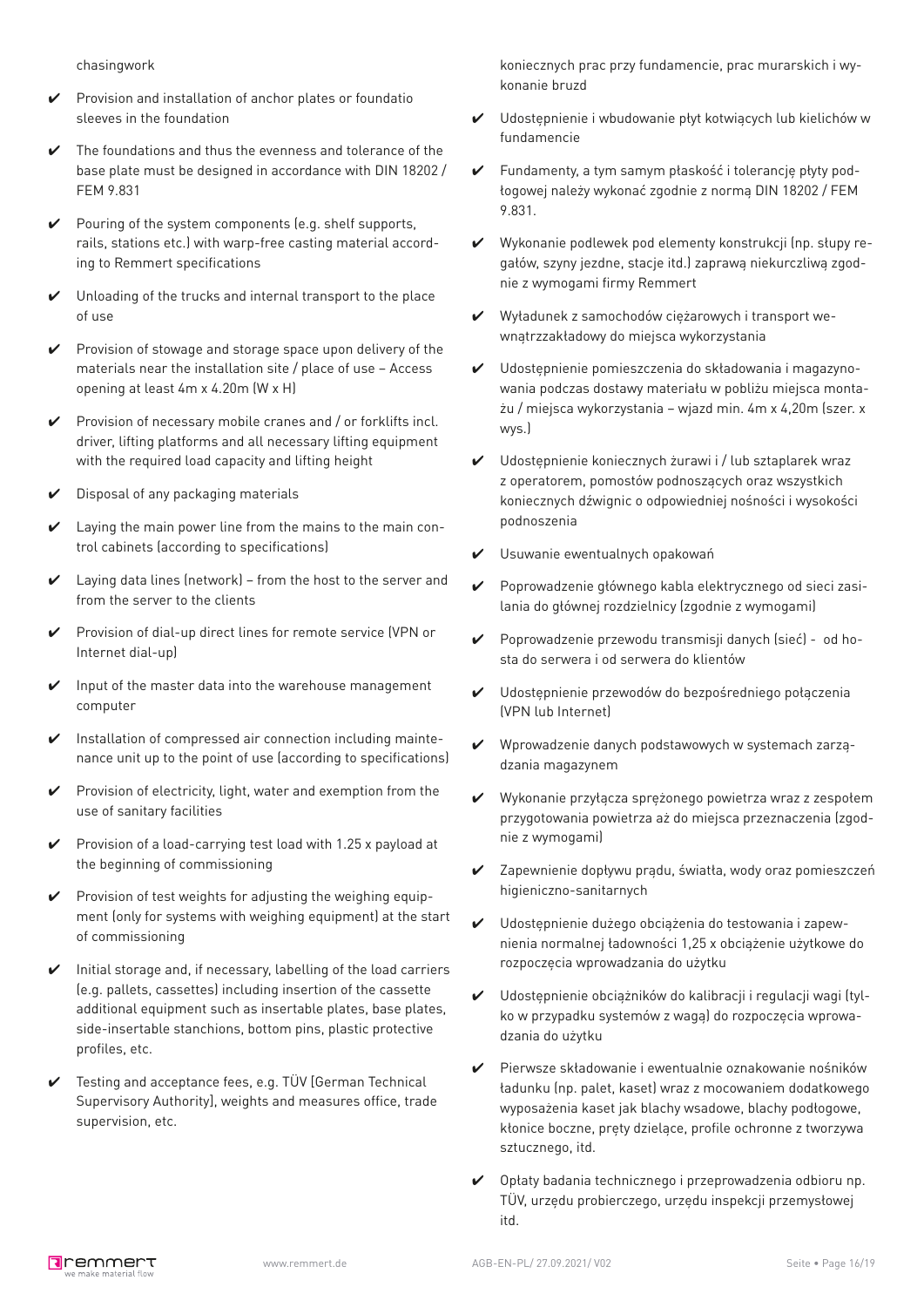chasingwork

- ✔ Provision and installation of anchor plates or foundatio sleeves in the foundation
- ✔ The foundations and thus the evenness and tolerance of the base plate must be designed in accordance with DIN 18202 / FEM 9.831
- ✔ Pouring of the system components (e.g. shelf supports, rails, stations etc.) with warp-free casting material according to Remmert specifications
- ✔ Unloading of the trucks and internal transport to the place of use
- ✔ Provision of stowage and storage space upon delivery of the materials near the installation site / place of use – Access opening at least 4m x 4.20m (W x H)
- ✔ Provision of necessary mobile cranes and / or forklifts incl. driver, lifting platforms and all necessary lifting equipment with the required load capacity and lifting height
- ✔ Disposal of any packaging materials
- ✔ Laying the main power line from the mains to the main control cabinets (according to specifications)
- ✔ Laying data lines (network) – from the host to the server and from the server to the clients
- ✔ Provision of dial-up direct lines for remote service (VPN or Internet dial-up)
- ✔ Input of the master data into the warehouse management computer
- ✔ Installation of compressed air connection including maintenance unit up to the point of use (according to specifications)
- ✔ Provision of electricity, light, water and exemption from the use of sanitary facilities
- ✔ Provision of a load-carrying test load with 1.25 x payload at the beginning of commissioning
- ✔ Provision of test weights for adjusting the weighing equipment (only for systems with weighing equipment) at the start of commissioning
- ✔ Initial storage and, if necessary, labelling of the load carriers (e.g. pallets, cassettes) including insertion of the cassette additional equipment such as insertable plates, base plates, side-insertable stanchions, bottom pins, plastic protective profiles, etc.
- ✔ Testing and acceptance fees, e.g. TÜV [German Technical Supervisory Authority], weights and measures office, trade supervision, etc.

koniecznych prac przy fundamencie, prac murarskich i wykonanie bruzd

- ✔ Udostępnienie i wbudowanie płyt kotwiących lub kielichów w fundamencie
- ✔ Fundamenty, a tym samym płaskość i tolerancję płyty podłogowej należy wykonać zgodnie z normą DIN 18202 / FEM 9.831.
- ✔ Wykonanie podlewek pod elementy konstrukcji (np. słupy regałów, szyny jezdne, stacje itd.) zaprawą niekurczliwą zgodnie z wymogami firmy Remmert
- ✔ Wyładunek z samochodów ciężarowych i transport wewnątrzzakładowy do miejsca wykorzystania
- ✔ Udostępnienie pomieszczenia do składowania i magazynowania podczas dostawy materiału w pobliżu miejsca montażu / miejsca wykorzystania – wjazd min. 4m x 4,20m (szer. x wys.)
- ✔ Udostępnienie koniecznych żurawi i / lub sztaplarek wraz z operatorem, pomostów podnoszących oraz wszystkich koniecznych dźwignic o odpowiedniej nośności i wysokości podnoszenia
- ✔ Usuwanie ewentualnych opakowań
- ✔ Poprowadzenie głównego kabla elektrycznego od sieci zasilania do głównej rozdzielnicy (zgodnie z wymogami)
- ✔ Poprowadzenie przewodu transmisji danych (sieć) - od hosta do serwera i od serwera do klientów
- ✔ Udostępnienie przewodów do bezpośredniego połączenia (VPN lub Internet)
- ✔ Wprowadzenie danych podstawowych w systemach zarządzania magazynem
- ✔ Wykonanie przyłącza sprężonego powietrza wraz z zespołem przygotowania powietrza aż do miejsca przeznaczenia (zgodnie z wymogami)
- ✔ Zapewnienie dopływu prądu, światła, wody oraz pomieszczeń higieniczno-sanitarnych
- ✔ Udostępnienie dużego obciążenia do testowania i zapewnienia normalnej ładowności 1,25 x obciążenie użytkowe do rozpoczęcia wprowadzania do użytku
- ✔ Udostępnienie obciążników do kalibracji i regulacji wagi (tylko w przypadku systemów z wagą) do rozpoczęcia wprowadzania do użytku
- ✔ Pierwsze składowanie i ewentualnie oznakowanie nośników ładunku (np. palet, kaset) wraz z mocowaniem dodatkowego wyposażenia kaset jak blachy wsadowe, blachy podłogowe, kłonice boczne, pręty dzielące, profile ochronne z tworzywa sztucznego, itd.
- ✔ Opłaty badania technicznego i przeprowadzenia odbioru np. TÜV, urzędu probierczego, urzędu inspekcji przemysłowej itd.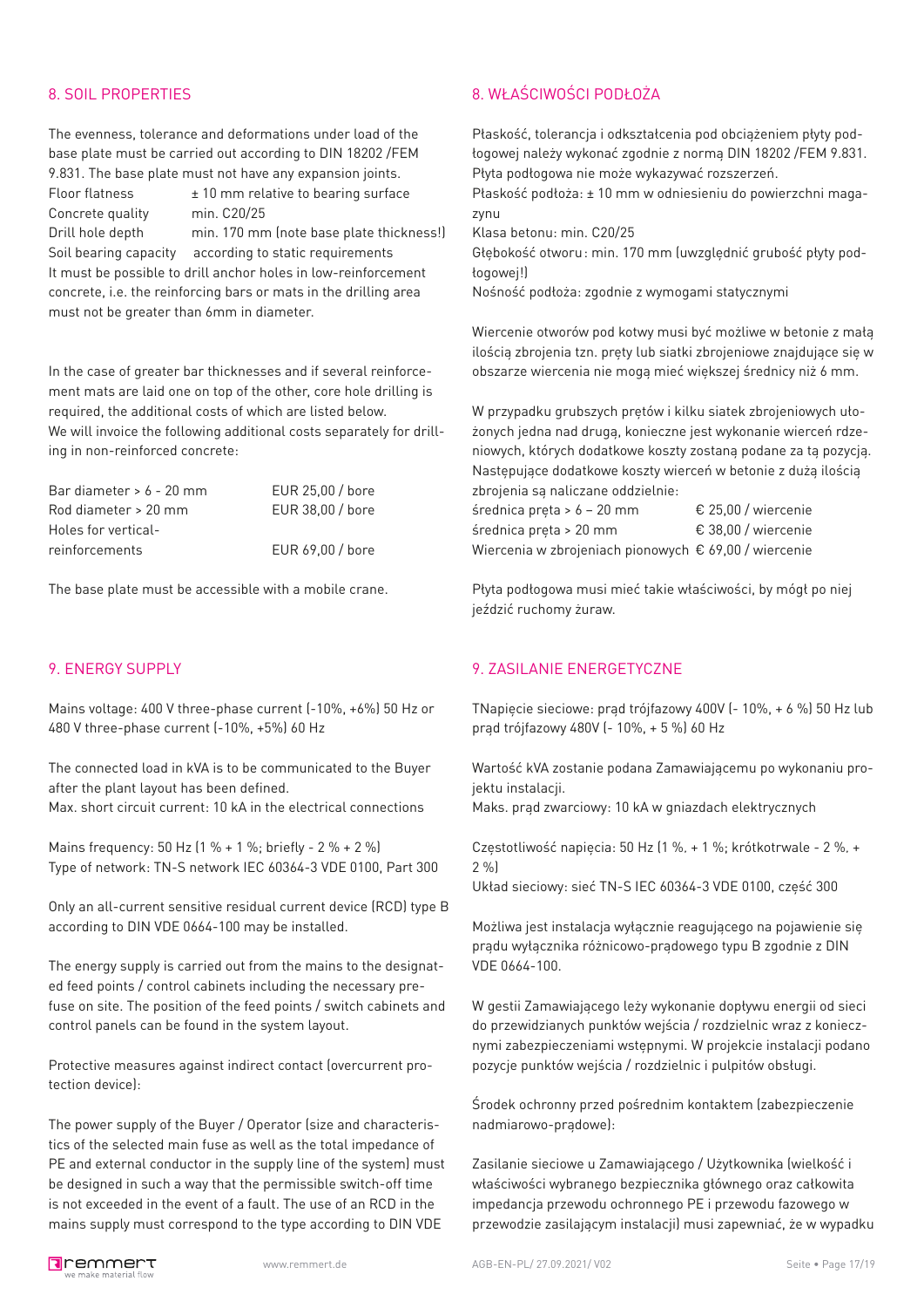## 8. SOIL PROPERTIES

The evenness, tolerance and deformations under load of the base plate must be carried out according to DIN 18202 /FEM 9.831. The base plate must not have any expansion joints.

| | |
|---|---|
| Floor flatness | ± 10 mm relative to bearing surface |
| Concrete quality | min. C20/25 |
| Drill hole depth | min. 170 mm (note base plate thickness!) |
| Soil bearing capacity | according to static requirements |

It must be possible to drill anchor holes in low-reinforcement concrete, i.e. the reinforcing bars or mats in the drilling area must not be greater than 6mm in diameter.

In the case of greater bar thicknesses and if several reinforcement mats are laid one on top of the other, core hole drilling is required, the additional costs of which are listed below.
We will invoice the following additional costs separately for drilling in non-reinforced concrete:

| | |
|---|---|
| Bar diameter > 6 - 20 mm | EUR 25,00 / bore |
| Rod diameter > 20 mm | EUR 38,00 / bore |
| Holes for vertical-reinforcements | EUR 69,00 / bore |

The base plate must be accessible with a mobile crane.

## 9. ENERGY SUPPLY

Mains voltage: 400 V three-phase current (-10%, +6%) 50 Hz or 480 V three-phase current (-10%, +5%) 60 Hz

The connected load in kVA is to be communicated to the Buyer after the plant layout has been defined.
Max. short circuit current: 10 kA in the electrical connections

Mains frequency: 50 Hz (1 % + 1 %; briefly - 2 % + 2 %)
Type of network: TN-S network IEC 60364-3 VDE 0100, Part 300

Only an all-current sensitive residual current device (RCD) type B according to DIN VDE 0664-100 may be installed.

The energy supply is carried out from the mains to the designated feed points / control cabinets including the necessary pre-fuse on site. The position of the feed points / switch cabinets and control panels can be found in the system layout.

Protective measures against indirect contact (overcurrent protection device):

The power supply of the Buyer / Operator (size and characteristics of the selected main fuse as well as the total impedance of PE and external conductor in the supply line of the system) must be designed in such a way that the permissible switch-off time is not exceeded in the event of a fault. The use of an RCD in the mains supply must correspond to the type according to DIN VDE

## 8. WŁAŚCIWOŚCI PODŁOŻA

Płaskość, tolerancja i odkształcenia pod obciążeniem płyty podłogowej należy wykonać zgodnie z normą DIN 18202 /FEM 9.831. Płyta podłogowa nie może wykazywać rozszerzeń.
Płaskość podłoża: ± 10 mm w odniesieniu do powierzchni magazynu
Klasa betonu: min. C20/25
Głębokość otworu: min. 170 mm (uwzględnić grubość płyty podłogowej!)
Nośność podłoża: zgodnie z wymogami statycznymi

Wiercenie otworów pod kotwy musi być możliwe w betonie z małą ilością zbrojenia tzn. pręty lub siatki zbrojeniowe znajdujące się w obszarze wiercenia nie mogą mieć większej średnicy niż 6 mm.

W przypadku grubszych prętów i kilku siatek zbrojeniowych ułożonych jedna nad drugą, konieczne jest wykonanie wierceń rdzeniowych, których dodatkowe koszty zostaną podane za tą pozycją. Następujące dodatkowe koszty wierceń w betonie z dużą ilością zbrojenia są naliczane oddzielnie:

| | |
|---|---|
| średnica pręta > 6 – 20 mm | € 25,00 / wiercenie |
| średnica pręta > 20 mm | € 38,00 / wiercenie |
| Wiercenia w zbrojeniach pionowych | € 69,00 / wiercenie |

Płyta podłogowa musi mieć takie właściwości, by mógł po niej jeździć ruchomy żuraw.

## 9. ZASILANIE ENERGETYCZNE

TNapięcie sieciowe: prąd trójfazowy 400V (- 10%, + 6 %) 50 Hz lub prąd trójfazowy 480V (- 10%, + 5 %) 60 Hz

Wartość kVA zostanie podana Zamawiającemu po wykonaniu projektu instalacji.
Maks. prąd zwarciowy: 10 kA w gniazdach elektrycznych

Częstotliwość napięcia: 50 Hz (1 %, + 1 %; krótkotrwale - 2 %, + 2 %)
Układ sieciowy: sieć TN-S IEC 60364-3 VDE 0100, część 300

Możliwa jest instalacja wyłącznie reagującego na pojawienie się prądu wyłącznika różnicowo-prądowego typu B zgodnie z DIN VDE 0664-100.

W gestii Zamawiającego leży wykonanie dopływu energii od sieci do przewidzianych punktów wejścia / rozdzielnic wraz z koniecznymi zabezpieczeniami wstępnymi. W projekcie instalacji podano pozycje punktów wejścia / rozdzielnic i pulpitów obsługi.

Środek ochronny przed pośrednim kontaktem (zabezpieczenie nadmiarowo-prądowe):

Zasilanie sieciowe u Zamawiającego / Użytkownika (wielkość i właściwości wybranego bezpiecznika głównego oraz całkowita impedancja przewodu ochronnego PE i przewodu fazowego w przewodzie zasilającym instalacji) musi zapewniać, że w wypadku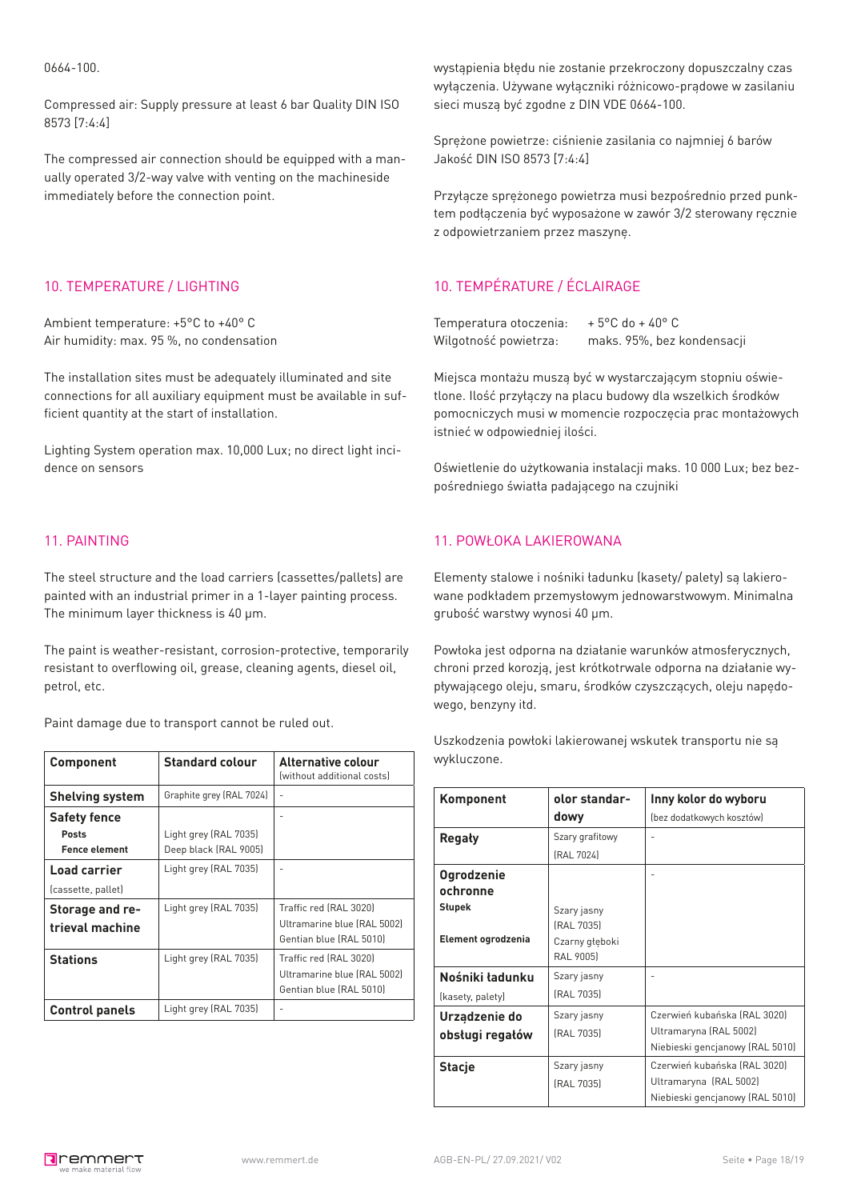0664-100.

Compressed air: Supply pressure at least 6 bar Quality DIN ISO 8573 [7:4:4]

The compressed air connection should be equipped with a manually operated 3/2-way valve with venting on the machineside immediately before the connection point.

## 10. TEMPERATURE / LIGHTING

Ambient temperature: +5°C to +40° C
Air humidity: max. 95 %, no condensation

The installation sites must be adequately illuminated and site connections for all auxiliary equipment must be available in sufficient quantity at the start of installation.

Lighting System operation max. 10,000 Lux; no direct light incidence on sensors

## 11. PAINTING

The steel structure and the load carriers (cassettes/pallets) are painted with an industrial primer in a 1-layer painting process. The minimum layer thickness is 40 µm.

The paint is weather-resistant, corrosion-protective, temporarily resistant to overflowing oil, grease, cleaning agents, diesel oil, petrol, etc.

Paint damage due to transport cannot be ruled out.

| Component | Standard colour | Alternative colour (without additional costs) |
|---|---|---|
| **Shelving system** | Graphite grey (RAL 7024) | - |
| **Safety fence** | | - |
| **Posts** | Light grey (RAL 7035) | |
| **Fence element** | Deep black (RAL 9005) | |
| **Load carrier** (cassette, pallet) | Light grey (RAL 7035) | - |
| **Storage and retrieval machine** | Light grey (RAL 7035) | Traffic red (RAL 3020)<br>Ultramarine blue (RAL 5002)<br>Gentian blue (RAL 5010) |
| **Stations** | Light grey (RAL 7035) | Traffic red (RAL 3020)<br>Ultramarine blue (RAL 5002)<br>Gentian blue (RAL 5010) |
| **Control panels** | Light grey (RAL 7035) | - |

wystąpienia błędu nie zostanie przekroczony dopuszczalny czas wyłączenia. Używane wyłączniki różnicowo-prądowe w zasilaniu sieci muszą być zgodne z DIN VDE 0664-100.

Sprężone powietrze: ciśnienie zasilania co najmniej 6 barów Jakość DIN ISO 8573 [7:4:4]

Przyłącze sprężonego powietrza musi bezpośrednio przed punktem podłączenia być wyposażone w zawór 3/2 sterowany ręcznie z odpowietrzaniem przez maszynę.

## 10. TEMPÉRATURE / ÉCLAIRAGE

Temperatura otoczenia: + 5°C do + 40° C
Wilgotność powietrza: maks. 95%, bez kondensacji

Miejsca montażu muszą być w wystarczającym stopniu oświetlone. Ilość przyłączy na placu budowy dla wszelkich środków pomocniczych musi w momencie rozpoczęcia prac montażowych istnieć w odpowiedniej ilości.

Oświetlenie do użytkowania instalacji maks. 10 000 Lux; bez bezpośredniego światła padającego na czujniki

## 11. POWŁOKA LAKIEROWANA

Elementy stalowe i nośniki ładunku (kasety/ palety) są lakierowane podkładem przemysłowym jednowarstwowym. Minimalna grubość warstwy wynosi 40 µm.

Powłoka jest odporna na działanie warunków atmosferycznych, chroni przed korozją, jest krótkotrwale odporna na działanie wypływającego oleju, smaru, środków czyszczących, oleju napędowego, benzyny itd.

Uszkodzenia powłoki lakierowanej wskutek transportu nie są wykluczone.

| Komponent | olor standardowy | Inny kolor do wyboru (bez dodatkowych kosztów) |
|---|---|---|
| **Regały** | Szary grafitowy (RAL 7024) | - |
| **Ogrodzenie ochronne** | | - |
| **Stupek** | Szary jasny (RAL 7035) | |
| **Element ogrodzenia** | Czarny głęboki RAL 9005) | |
| **Nośniki ładunku** (kasety, palety) | Szary jasny (RAL 7035) | - |
| **Urządzenie do obsługi regałów** | Szary jasny (RAL 7035) | Czerwień kubańska (RAL 3020)<br>Ultramaryna (RAL 5002)<br>Niebieski gencjanowy (RAL 5010) |
| **Stacje** | Szary jasny (RAL 7035) | Czerwień kubańska (RAL 3020)<br>Ultramaryna (RAL 5002)<br>Niebieski gencjanowy (RAL 5010) |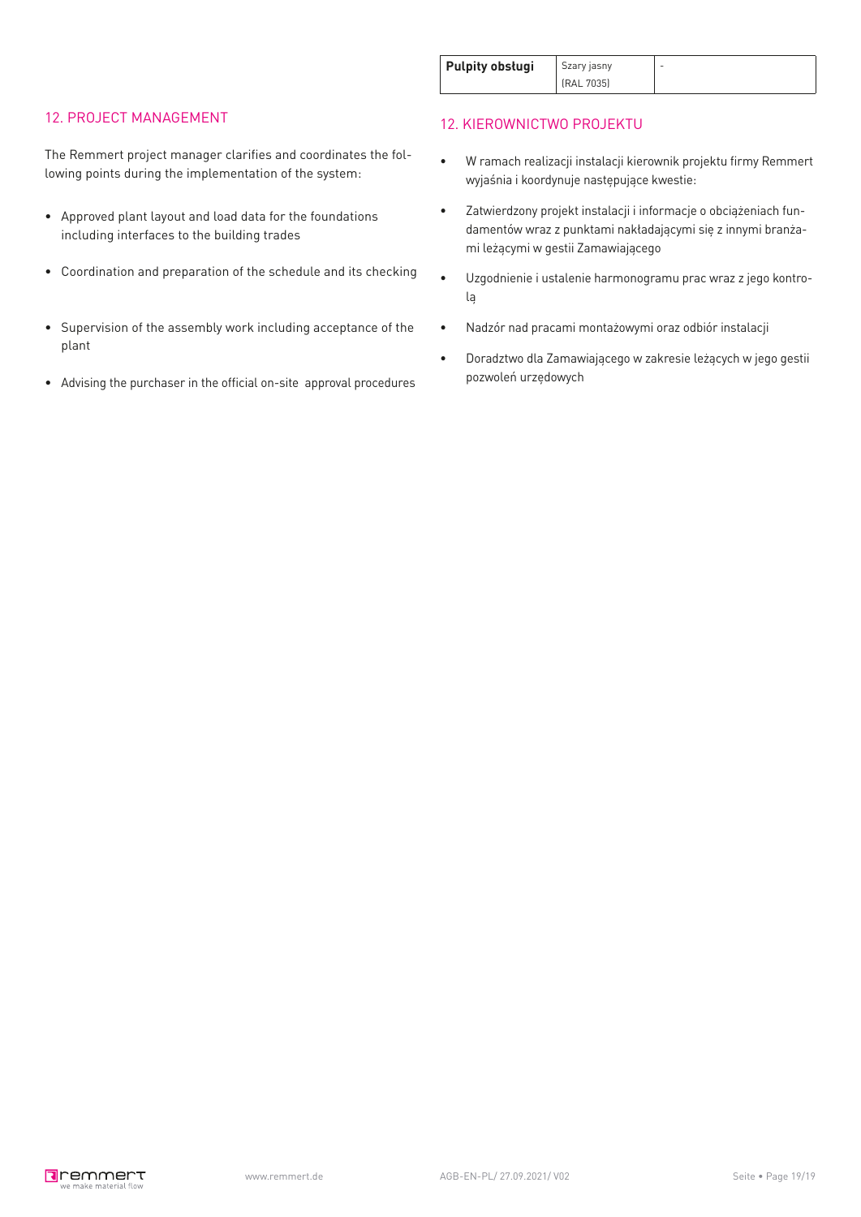| | | |
|---|---|---|
| **Pulpity obsługi** | Szary jasny (RAL 7035) | - |

## 12. PROJECT MANAGEMENT

The Remmert project manager clarifies and coordinates the following points during the implementation of the system:

- Approved plant layout and load data for the foundations including interfaces to the building trades
- Coordination and preparation of the schedule and its checking
- Supervision of the assembly work including acceptance of the plant
- Advising the purchaser in the official on-site approval procedures

## 12. KIEROWNICTWO PROJEKTU

- W ramach realizacji instalacji kierownik projektu firmy Remmert wyjaśnia i koordynuje następujące kwestie:
- Zatwierdzony projekt instalacji i informacje o obciążeniach fundamentów wraz z punktami nakładającymi się z innymi branżami leżącymi w gestii Zamawiającego
- Uzgodnienie i ustalenie harmonogramu prac wraz z jego kontrolą
- Nadzór nad pracami montażowymi oraz odbiór instalacji
- Doradztwo dla Zamawiającego w zakresie leżących w jego gestii pozwoleń urzędowych